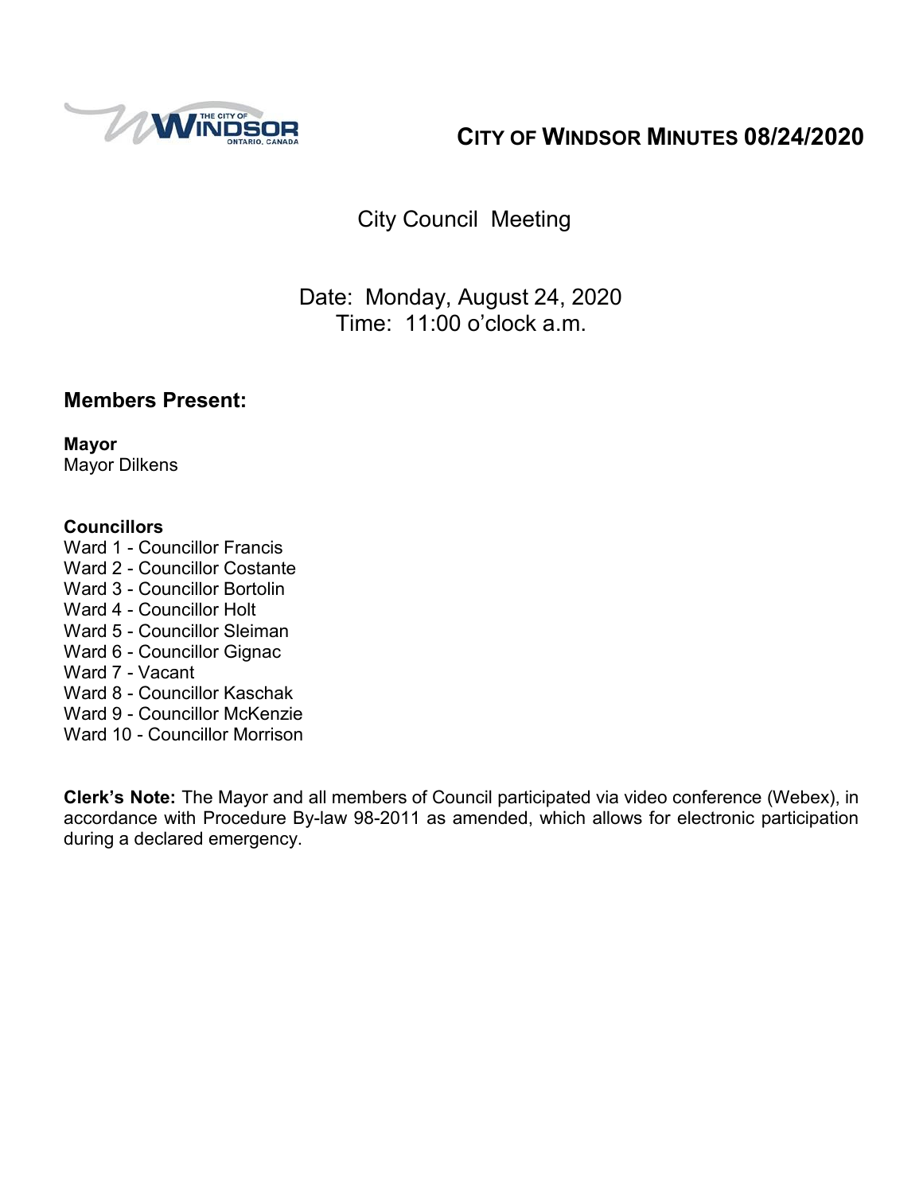# CITY OF WINDSOR MINUTES 08/24/2020

## City Council Meeting

Date: Monday, August 24, 2020
Time: 11:00 o'clock a.m.

## Members Present:

**Mayor**
Mayor Dilkens

**Councillors**
Ward 1 - Councillor Francis
Ward 2 - Councillor Costante
Ward 3 - Councillor Bortolin
Ward 4 - Councillor Holt
Ward 5 - Councillor Sleiman
Ward 6 - Councillor Gignac
Ward 7 - Vacant
Ward 8 - Councillor Kaschak
Ward 9 - Councillor McKenzie
Ward 10 - Councillor Morrison

**Clerk's Note:** The Mayor and all members of Council participated via video conference (Webex), in accordance with Procedure By-law 98-2011 as amended, which allows for electronic participation during a declared emergency.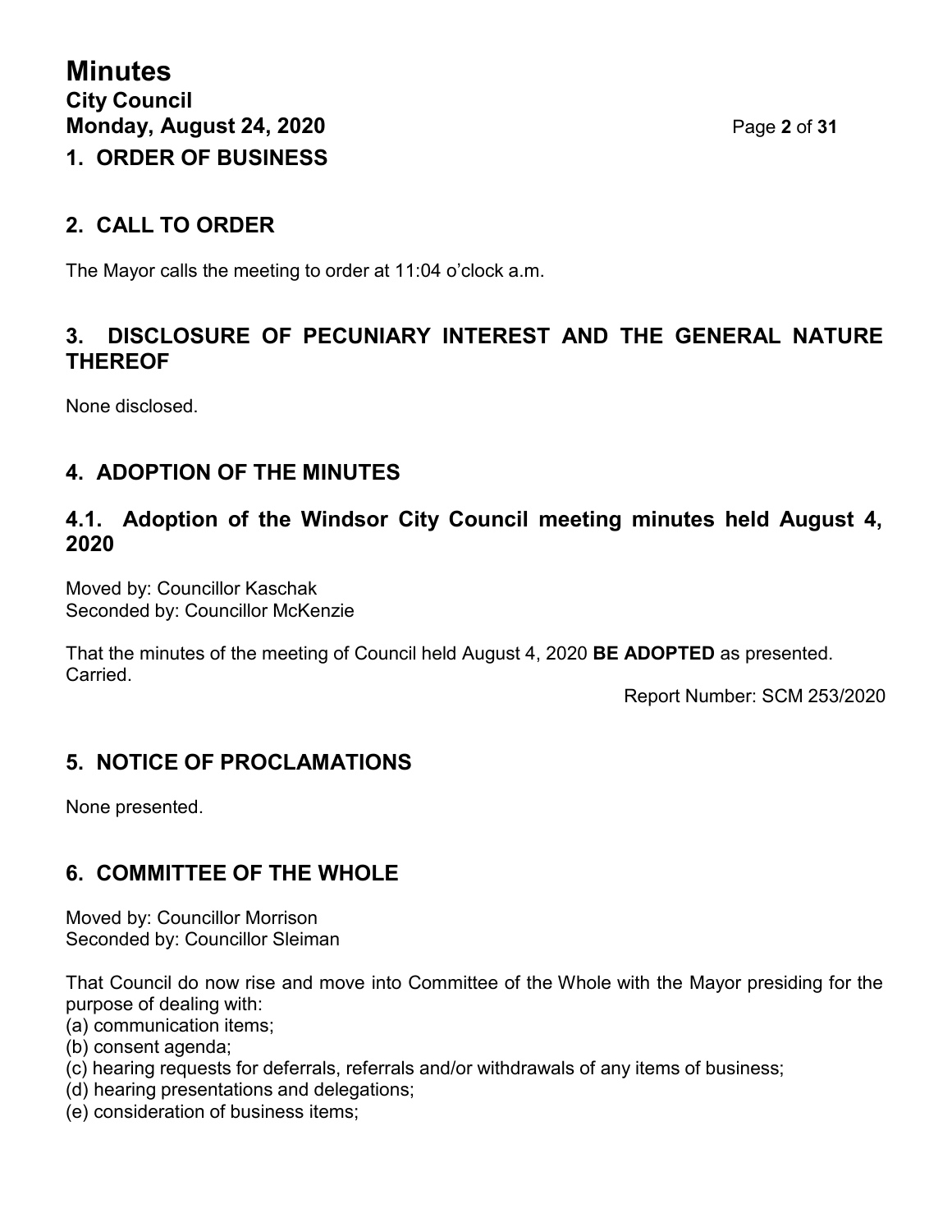# Minutes

**City Council**
**Monday, August 24, 2020**

## 1. ORDER OF BUSINESS

## 2. CALL TO ORDER

The Mayor calls the meeting to order at 11:04 o'clock a.m.

## 3. DISCLOSURE OF PECUNIARY INTEREST AND THE GENERAL NATURE THEREOF

None disclosed.

## 4. ADOPTION OF THE MINUTES

### 4.1. Adoption of the Windsor City Council meeting minutes held August 4, 2020

Moved by: Councillor Kaschak
Seconded by: Councillor McKenzie

That the minutes of the meeting of Council held August 4, 2020 **BE ADOPTED** as presented.
Carried.

Report Number: SCM 253/2020

## 5. NOTICE OF PROCLAMATIONS

None presented.

## 6. COMMITTEE OF THE WHOLE

Moved by: Councillor Morrison
Seconded by: Councillor Sleiman

That Council do now rise and move into Committee of the Whole with the Mayor presiding for the purpose of dealing with:
(a) communication items;
(b) consent agenda;
(c) hearing requests for deferrals, referrals and/or withdrawals of any items of business;
(d) hearing presentations and delegations;
(e) consideration of business items;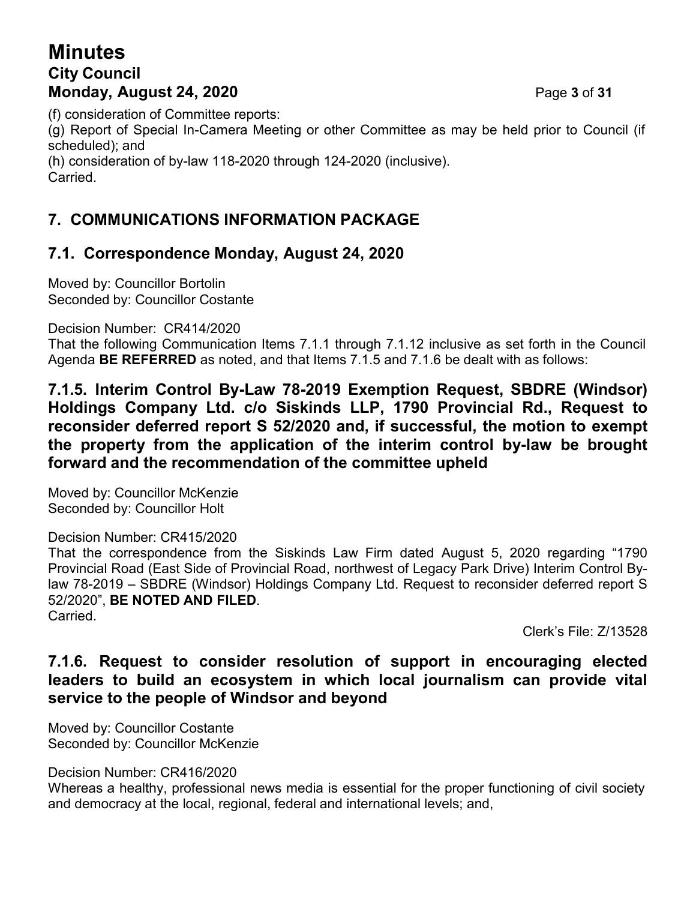(f) consideration of Committee reports:
(g) Report of Special In-Camera Meeting or other Committee as may be held prior to Council (if scheduled); and
(h) consideration of by-law 118-2020 through 124-2020 (inclusive).
Carried.

## 7. COMMUNICATIONS INFORMATION PACKAGE

### 7.1. Correspondence Monday, August 24, 2020

Moved by: Councillor Bortolin
Seconded by: Councillor Costante

Decision Number: CR414/2020
That the following Communication Items 7.1.1 through 7.1.12 inclusive as set forth in the Council Agenda **BE REFERRED** as noted, and that Items 7.1.5 and 7.1.6 be dealt with as follows:

#### 7.1.5. Interim Control By-Law 78-2019 Exemption Request, SBDRE (Windsor) Holdings Company Ltd. c/o Siskinds LLP, 1790 Provincial Rd., Request to reconsider deferred report S 52/2020 and, if successful, the motion to exempt the property from the application of the interim control by-law be brought forward and the recommendation of the committee upheld

Moved by: Councillor McKenzie
Seconded by: Councillor Holt

Decision Number: CR415/2020
That the correspondence from the Siskinds Law Firm dated August 5, 2020 regarding "1790 Provincial Road (East Side of Provincial Road, northwest of Legacy Park Drive) Interim Control By-law 78-2019 – SBDRE (Windsor) Holdings Company Ltd. Request to reconsider deferred report S 52/2020", **BE NOTED AND FILED**.
Carried.

Clerk's File: Z/13528

#### 7.1.6. Request to consider resolution of support in encouraging elected leaders to build an ecosystem in which local journalism can provide vital service to the people of Windsor and beyond

Moved by: Councillor Costante
Seconded by: Councillor McKenzie

Decision Number: CR416/2020
Whereas a healthy, professional news media is essential for the proper functioning of civil society and democracy at the local, regional, federal and international levels; and,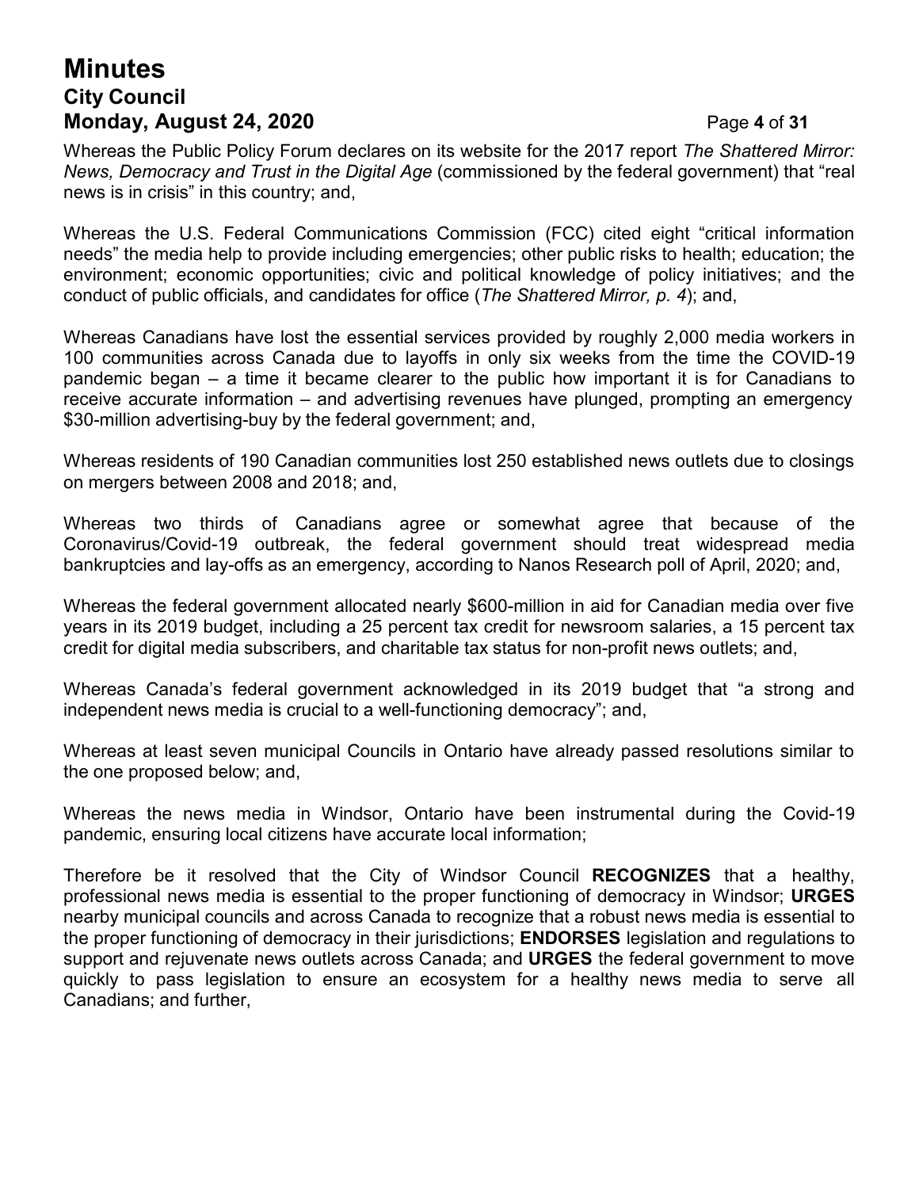Whereas the Public Policy Forum declares on its website for the 2017 report *The Shattered Mirror: News, Democracy and Trust in the Digital Age* (commissioned by the federal government) that "real news is in crisis" in this country; and,

Whereas the U.S. Federal Communications Commission (FCC) cited eight "critical information needs" the media help to provide including emergencies; other public risks to health; education; the environment; economic opportunities; civic and political knowledge of policy initiatives; and the conduct of public officials, and candidates for office (*The Shattered Mirror, p. 4*); and,

Whereas Canadians have lost the essential services provided by roughly 2,000 media workers in 100 communities across Canada due to layoffs in only six weeks from the time the COVID-19 pandemic began – a time it became clearer to the public how important it is for Canadians to receive accurate information – and advertising revenues have plunged, prompting an emergency $30-million advertising-buy by the federal government; and,

Whereas residents of 190 Canadian communities lost 250 established news outlets due to closings on mergers between 2008 and 2018; and,

Whereas two thirds of Canadians agree or somewhat agree that because of the Coronavirus/Covid-19 outbreak, the federal government should treat widespread media bankruptcies and lay-offs as an emergency, according to Nanos Research poll of April, 2020; and,

Whereas the federal government allocated nearly $600-million in aid for Canadian media over five years in its 2019 budget, including a 25 percent tax credit for newsroom salaries, a 15 percent tax credit for digital media subscribers, and charitable tax status for non-profit news outlets; and,

Whereas Canada's federal government acknowledged in its 2019 budget that "a strong and independent news media is crucial to a well-functioning democracy"; and,

Whereas at least seven municipal Councils in Ontario have already passed resolutions similar to the one proposed below; and,

Whereas the news media in Windsor, Ontario have been instrumental during the Covid-19 pandemic, ensuring local citizens have accurate local information;

Therefore be it resolved that the City of Windsor Council **RECOGNIZES** that a healthy, professional news media is essential to the proper functioning of democracy in Windsor; **URGES** nearby municipal councils and across Canada to recognize that a robust news media is essential to the proper functioning of democracy in their jurisdictions; **ENDORSES** legislation and regulations to support and rejuvenate news outlets across Canada; and **URGES** the federal government to move quickly to pass legislation to ensure an ecosystem for a healthy news media to serve all Canadians; and further,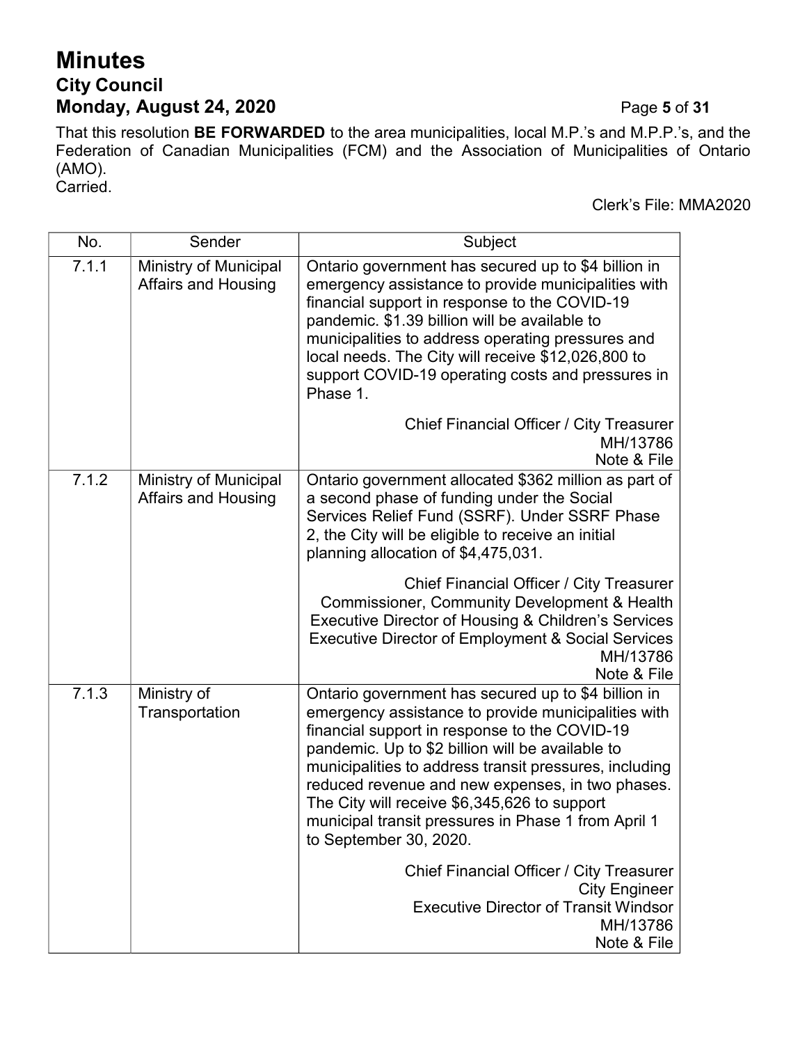That this resolution **BE FORWARDED** to the area municipalities, local M.P.'s and M.P.P.'s, and the Federation of Canadian Municipalities (FCM) and the Association of Municipalities of Ontario (AMO).
Carried.

Clerk's File: MMA2020

| No. | Sender | Subject |
|---|---|---|
| 7.1.1 | Ministry of Municipal Affairs and Housing | Ontario government has secured up to $4 billion in emergency assistance to provide municipalities with financial support in response to the COVID-19 pandemic. $1.39 billion will be available to municipalities to address operating pressures and local needs. The City will receive $12,026,800 to support COVID-19 operating costs and pressures in Phase 1.<br><br>Chief Financial Officer / City Treasurer<br>MH/13786<br>Note & File |
| 7.1.2 | Ministry of Municipal Affairs and Housing | Ontario government allocated $362 million as part of a second phase of funding under the Social Services Relief Fund (SSRF). Under SSRF Phase 2, the City will be eligible to receive an initial planning allocation of $4,475,031.<br><br>Chief Financial Officer / City Treasurer<br>Commissioner, Community Development & Health<br>Executive Director of Housing & Children's Services<br>Executive Director of Employment & Social Services<br>MH/13786<br>Note & File |
| 7.1.3 | Ministry of Transportation | Ontario government has secured up to $4 billion in emergency assistance to provide municipalities with financial support in response to the COVID-19 pandemic. Up to $2 billion will be available to municipalities to address transit pressures, including reduced revenue and new expenses, in two phases. The City will receive $6,345,626 to support municipal transit pressures in Phase 1 from April 1 to September 30, 2020.<br><br>Chief Financial Officer / City Treasurer<br>City Engineer<br>Executive Director of Transit Windsor<br>MH/13786<br>Note & File |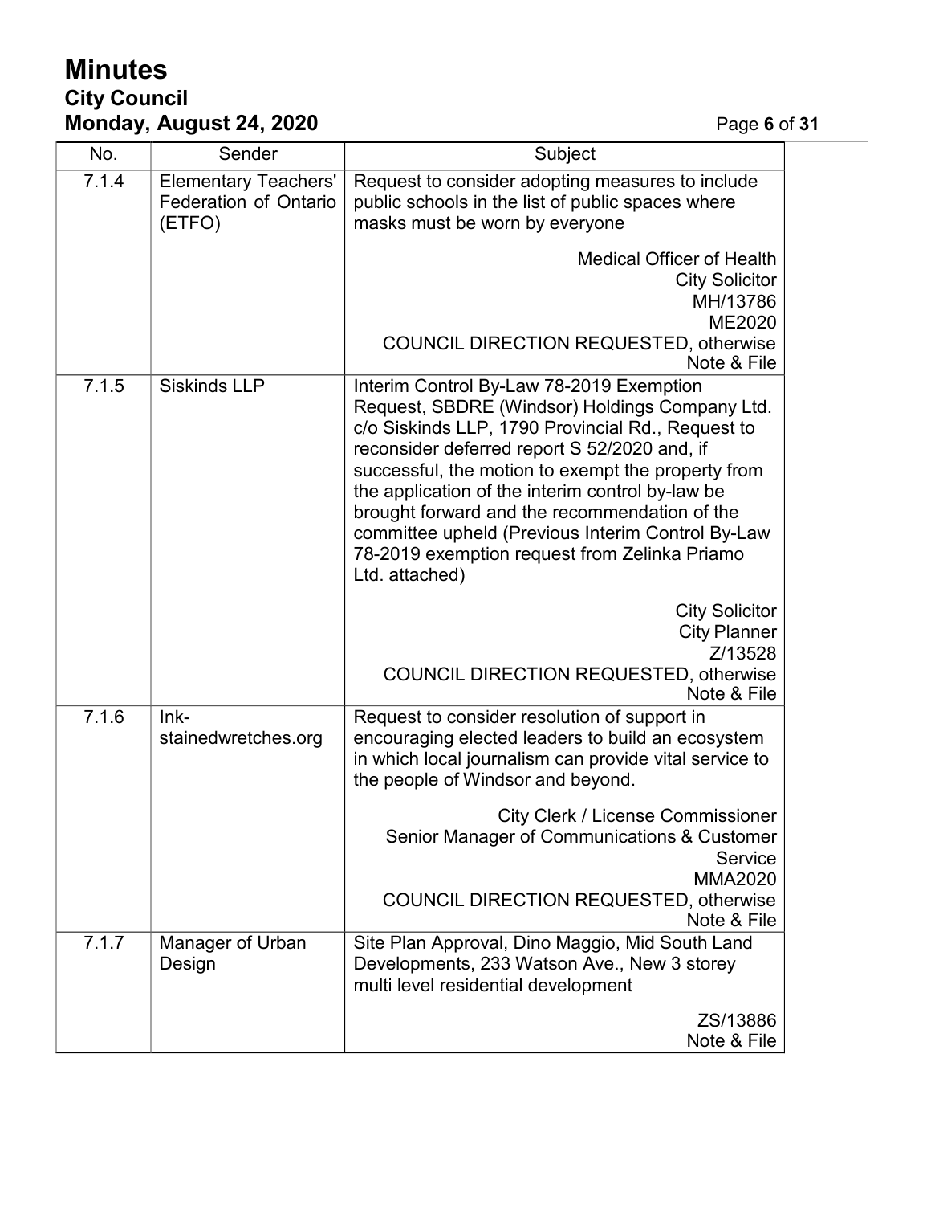| No. | Sender | Subject |
|---|---|---|
| 7.1.4 | Elementary Teachers' Federation of Ontario (ETFO) | Request to consider adopting measures to include public schools in the list of public spaces where masks must be worn by everyone<br><br>Medical Officer of Health<br>City Solicitor<br>MH/13786<br>ME2020<br>COUNCIL DIRECTION REQUESTED, otherwise Note & File |
| 7.1.5 | Siskinds LLP | Interim Control By-Law 78-2019 Exemption Request, SBDRE (Windsor) Holdings Company Ltd. c/o Siskinds LLP, 1790 Provincial Rd., Request to reconsider deferred report S 52/2020 and, if successful, the motion to exempt the property from the application of the interim control by-law be brought forward and the recommendation of the committee upheld (Previous Interim Control By-Law 78-2019 exemption request from Zelinka Priamo Ltd. attached)<br><br>City Solicitor<br>City Planner<br>Z/13528<br>COUNCIL DIRECTION REQUESTED, otherwise Note & File |
| 7.1.6 | Ink-stainedwretches.org | Request to consider resolution of support in encouraging elected leaders to build an ecosystem in which local journalism can provide vital service to the people of Windsor and beyond.<br><br>City Clerk / License Commissioner<br>Senior Manager of Communications & Customer Service<br>MMA2020<br>COUNCIL DIRECTION REQUESTED, otherwise Note & File |
| 7.1.7 | Manager of Urban Design | Site Plan Approval, Dino Maggio, Mid South Land Developments, 233 Watson Ave., New 3 storey multi level residential development<br><br>ZS/13886<br>Note & File |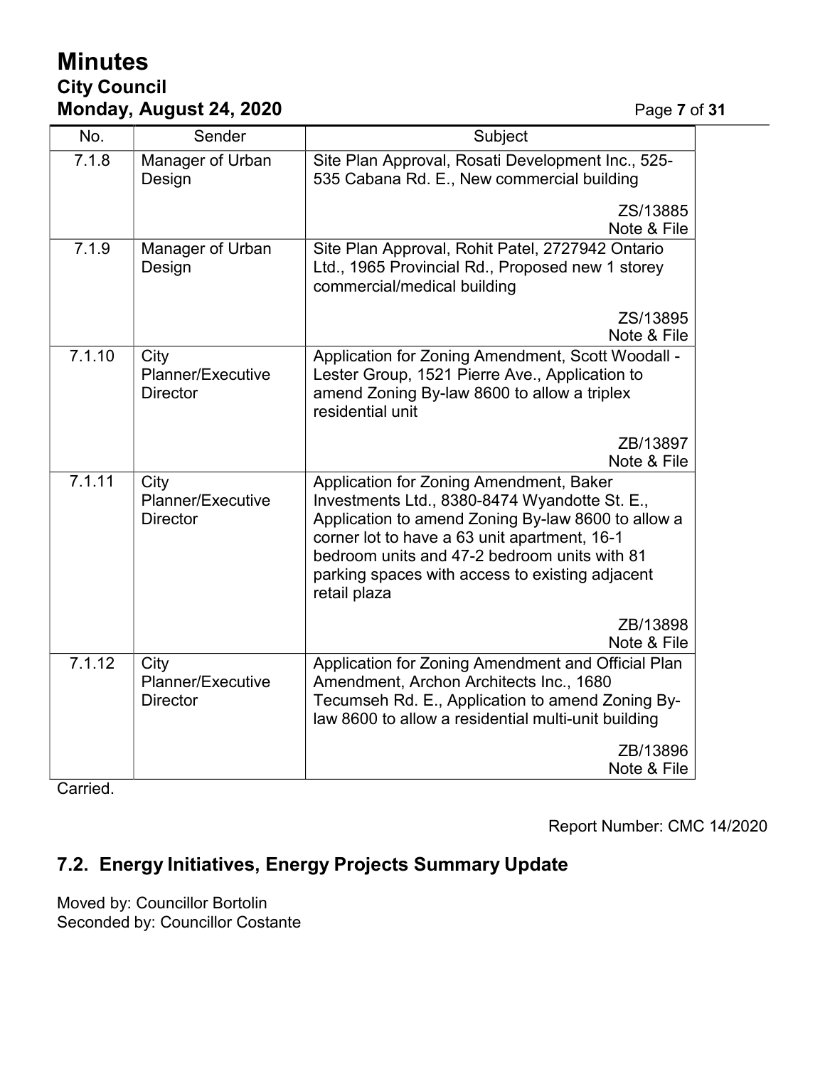| No. | Sender | Subject |
|---|---|---|
| 7.1.8 | Manager of Urban Design | Site Plan Approval, Rosati Development Inc., 525-535 Cabana Rd. E., New commercial building<br><br>ZS/13885<br>Note & File |
| 7.1.9 | Manager of Urban Design | Site Plan Approval, Rohit Patel, 2727942 Ontario Ltd., 1965 Provincial Rd., Proposed new 1 storey commercial/medical building<br><br>ZS/13895<br>Note & File |
| 7.1.10 | City Planner/Executive Director | Application for Zoning Amendment, Scott Woodall - Lester Group, 1521 Pierre Ave., Application to amend Zoning By-law 8600 to allow a triplex residential unit<br><br>ZB/13897<br>Note & File |
| 7.1.11 | City Planner/Executive Director | Application for Zoning Amendment, Baker Investments Ltd., 8380-8474 Wyandotte St. E., Application to amend Zoning By-law 8600 to allow a corner lot to have a 63 unit apartment, 16-1 bedroom units and 47-2 bedroom units with 81 parking spaces with access to existing adjacent retail plaza<br><br>ZB/13898<br>Note & File |
| 7.1.12 | City Planner/Executive Director | Application for Zoning Amendment and Official Plan Amendment, Archon Architects Inc., 1680 Tecumseh Rd. E., Application to amend Zoning By-law 8600 to allow a residential multi-unit building<br><br>ZB/13896<br>Note & File |

Carried.

Report Number: CMC 14/2020

## 7.2. Energy Initiatives, Energy Projects Summary Update

Moved by: Councillor Bortolin
Seconded by: Councillor Costante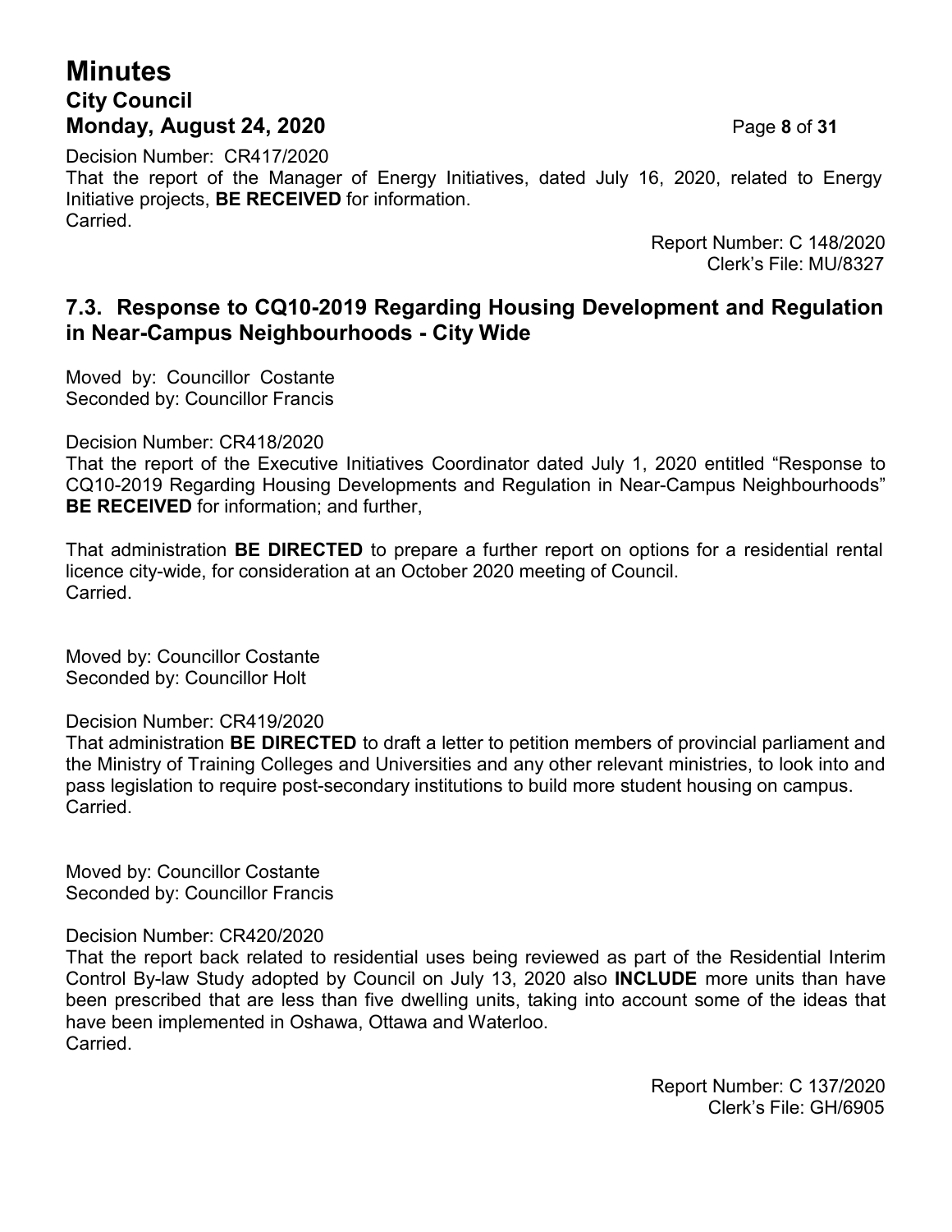Decision Number: CR417/2020
That the report of the Manager of Energy Initiatives, dated July 16, 2020, related to Energy Initiative projects, **BE RECEIVED** for information.
Carried.

Report Number: C 148/2020
Clerk's File: MU/8327

## 7.3. Response to CQ10-2019 Regarding Housing Development and Regulation in Near-Campus Neighbourhoods - City Wide

Moved by: Councillor Costante
Seconded by: Councillor Francis

Decision Number: CR418/2020
That the report of the Executive Initiatives Coordinator dated July 1, 2020 entitled "Response to CQ10-2019 Regarding Housing Developments and Regulation in Near-Campus Neighbourhoods" **BE RECEIVED** for information; and further,

That administration **BE DIRECTED** to prepare a further report on options for a residential rental licence city-wide, for consideration at an October 2020 meeting of Council.
Carried.

Moved by: Councillor Costante
Seconded by: Councillor Holt

Decision Number: CR419/2020
That administration **BE DIRECTED** to draft a letter to petition members of provincial parliament and the Ministry of Training Colleges and Universities and any other relevant ministries, to look into and pass legislation to require post-secondary institutions to build more student housing on campus.
Carried.

Moved by: Councillor Costante
Seconded by: Councillor Francis

Decision Number: CR420/2020
That the report back related to residential uses being reviewed as part of the Residential Interim Control By-law Study adopted by Council on July 13, 2020 also **INCLUDE** more units than have been prescribed that are less than five dwelling units, taking into account some of the ideas that have been implemented in Oshawa, Ottawa and Waterloo.
Carried.

Report Number: C 137/2020
Clerk's File: GH/6905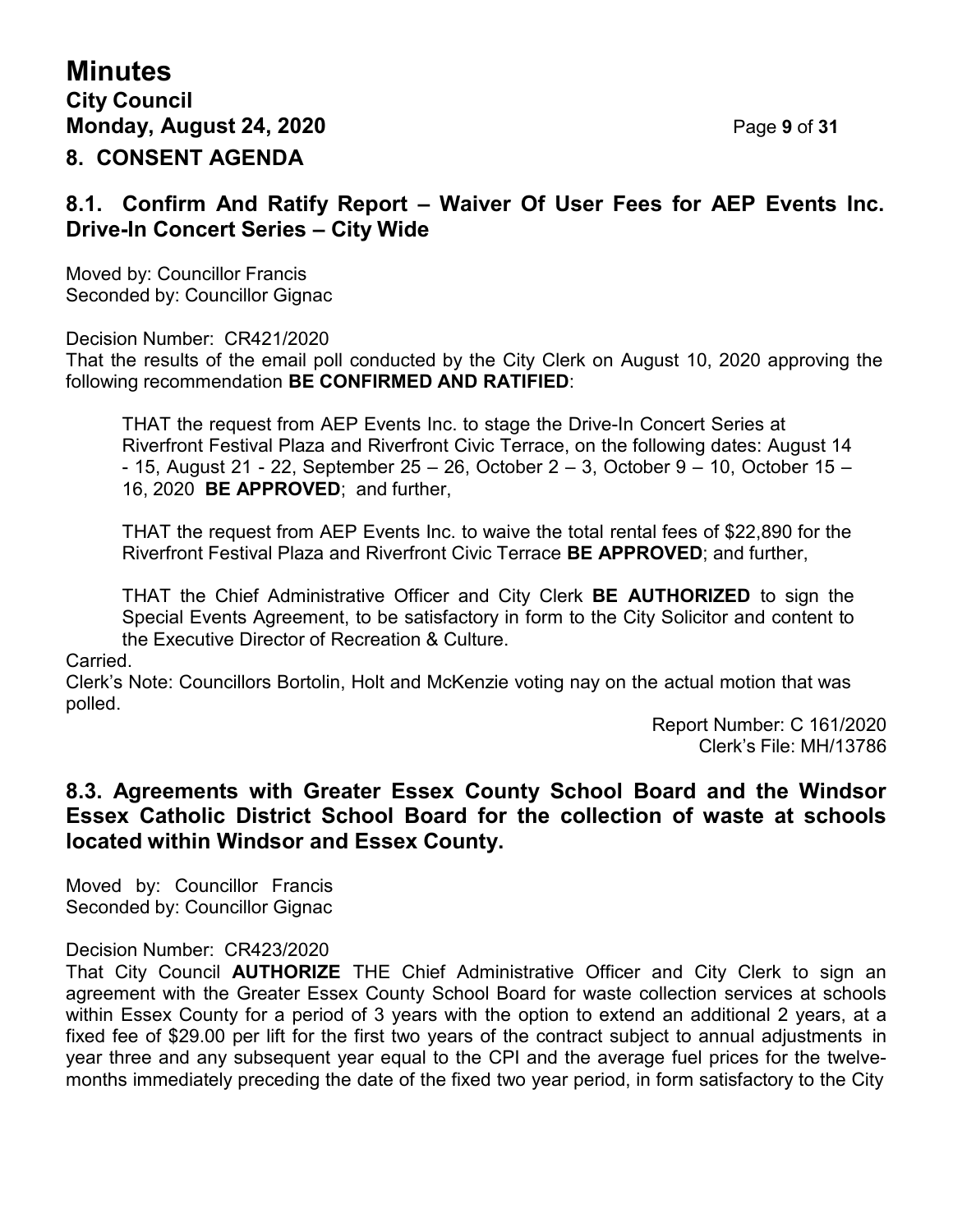## 8. CONSENT AGENDA

### 8.1. Confirm And Ratify Report – Waiver Of User Fees for AEP Events Inc. Drive-In Concert Series – City Wide

Moved by: Councillor Francis
Seconded by: Councillor Gignac

Decision Number: CR421/2020
That the results of the email poll conducted by the City Clerk on August 10, 2020 approving the following recommendation **BE CONFIRMED AND RATIFIED**:

> THAT the request from AEP Events Inc. to stage the Drive-In Concert Series at Riverfront Festival Plaza and Riverfront Civic Terrace, on the following dates: August 14 - 15, August 21 - 22, September 25 – 26, October 2 – 3, October 9 – 10, October 15 – 16, 2020 **BE APPROVED**; and further,
>
> THAT the request from AEP Events Inc. to waive the total rental fees of $22,890 for the Riverfront Festival Plaza and Riverfront Civic Terrace **BE APPROVED**; and further,
>
> THAT the Chief Administrative Officer and City Clerk **BE AUTHORIZED** to sign the Special Events Agreement, to be satisfactory in form to the City Solicitor and content to the Executive Director of Recreation & Culture.

Carried.
Clerk's Note: Councillors Bortolin, Holt and McKenzie voting nay on the actual motion that was polled.

Report Number: C 161/2020
Clerk's File: MH/13786

### 8.3. Agreements with Greater Essex County School Board and the Windsor Essex Catholic District School Board for the collection of waste at schools located within Windsor and Essex County.

Moved by: Councillor Francis
Seconded by: Councillor Gignac

Decision Number: CR423/2020
That City Council **AUTHORIZE** THE Chief Administrative Officer and City Clerk to sign an agreement with the Greater Essex County School Board for waste collection services at schools within Essex County for a period of 3 years with the option to extend an additional 2 years, at a fixed fee of $29.00 per lift for the first two years of the contract subject to annual adjustments in year three and any subsequent year equal to the CPI and the average fuel prices for the twelve-months immediately preceding the date of the fixed two year period, in form satisfactory to the City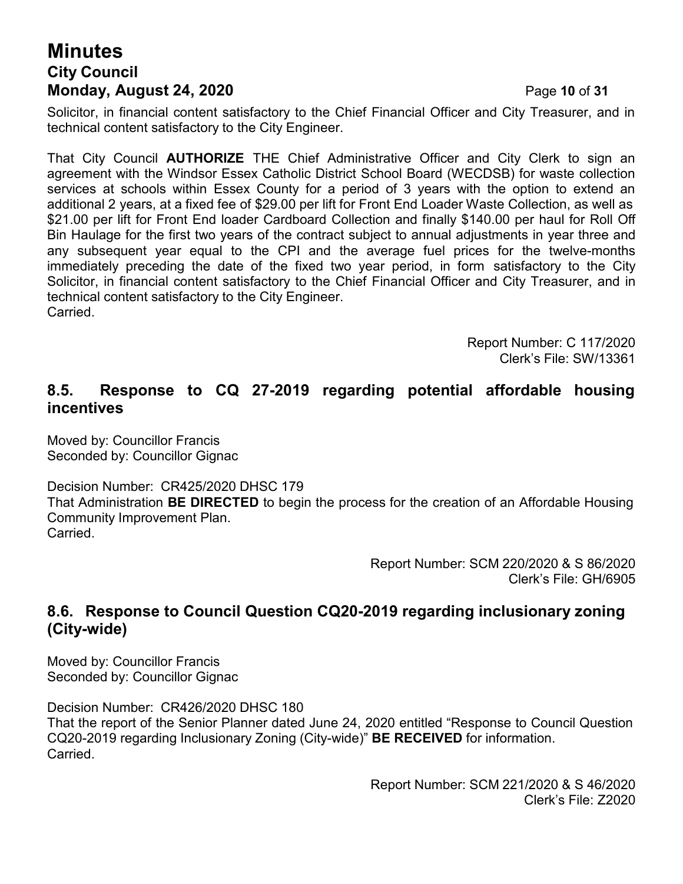Solicitor, in financial content satisfactory to the Chief Financial Officer and City Treasurer, and in technical content satisfactory to the City Engineer.

That City Council **AUTHORIZE** THE Chief Administrative Officer and City Clerk to sign an agreement with the Windsor Essex Catholic District School Board (WECDSB) for waste collection services at schools within Essex County for a period of 3 years with the option to extend an additional 2 years, at a fixed fee of $29.00 per lift for Front End Loader Waste Collection, as well as $21.00 per lift for Front End loader Cardboard Collection and finally $140.00 per haul for Roll Off Bin Haulage for the first two years of the contract subject to annual adjustments in year three and any subsequent year equal to the CPI and the average fuel prices for the twelve-months immediately preceding the date of the fixed two year period, in form satisfactory to the City Solicitor, in financial content satisfactory to the Chief Financial Officer and City Treasurer, and in technical content satisfactory to the City Engineer.
Carried.

Report Number: C 117/2020
Clerk's File: SW/13361

## 8.5. Response to CQ 27-2019 regarding potential affordable housing incentives

Moved by: Councillor Francis
Seconded by: Councillor Gignac

Decision Number: CR425/2020 DHSC 179
That Administration **BE DIRECTED** to begin the process for the creation of an Affordable Housing Community Improvement Plan.
Carried.

Report Number: SCM 220/2020 & S 86/2020
Clerk's File: GH/6905

## 8.6. Response to Council Question CQ20-2019 regarding inclusionary zoning (City-wide)

Moved by: Councillor Francis
Seconded by: Councillor Gignac

Decision Number: CR426/2020 DHSC 180
That the report of the Senior Planner dated June 24, 2020 entitled "Response to Council Question CQ20-2019 regarding Inclusionary Zoning (City-wide)" **BE RECEIVED** for information.
Carried.

Report Number: SCM 221/2020 & S 46/2020
Clerk's File: Z2020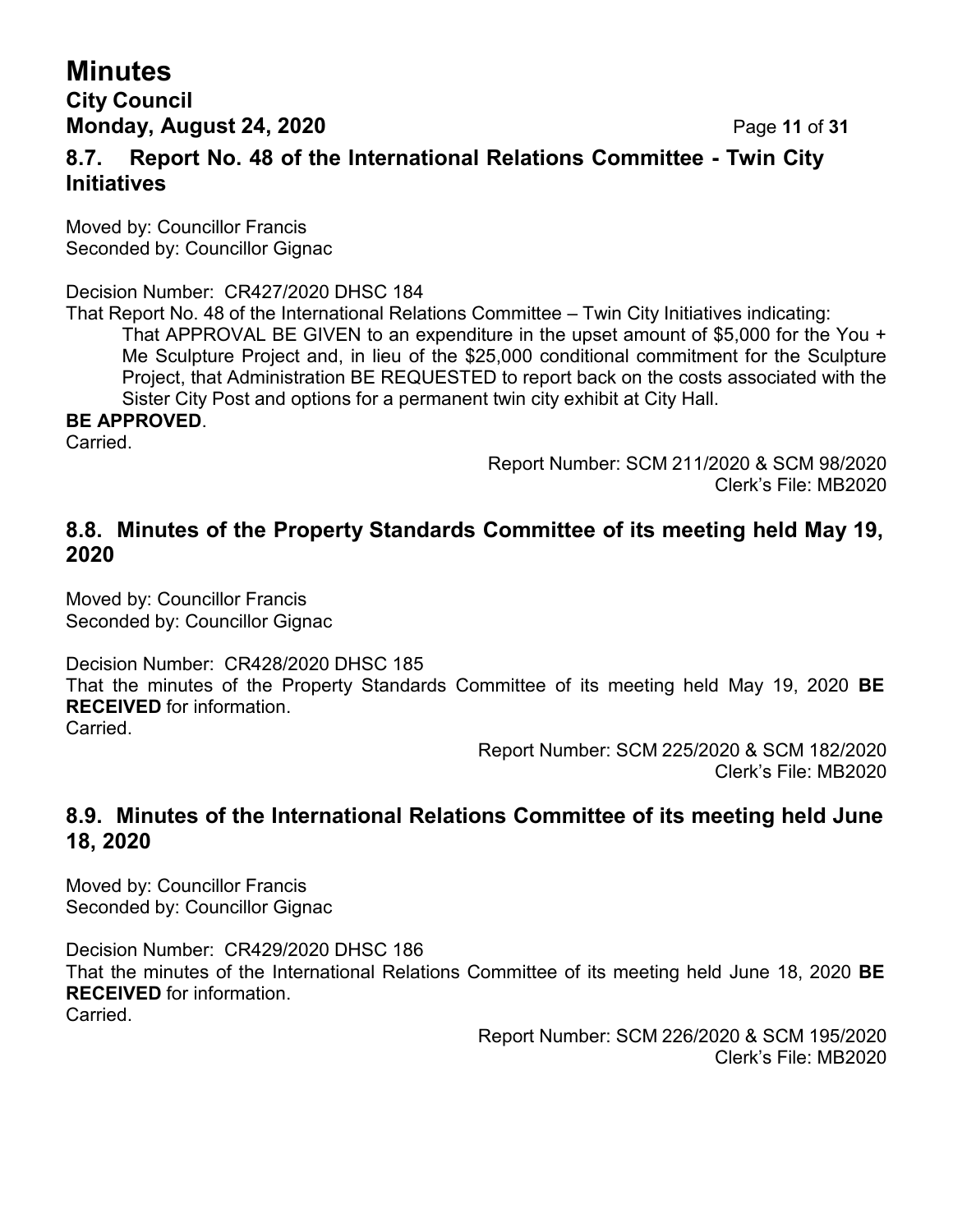## 8.7. Report No. 48 of the International Relations Committee - Twin City Initiatives

Moved by: Councillor Francis
Seconded by: Councillor Gignac

Decision Number: CR427/2020 DHSC 184

That Report No. 48 of the International Relations Committee – Twin City Initiatives indicating:

> That APPROVAL BE GIVEN to an expenditure in the upset amount of $5,000 for the You + Me Sculpture Project and, in lieu of the $25,000 conditional commitment for the Sculpture Project, that Administration BE REQUESTED to report back on the costs associated with the Sister City Post and options for a permanent twin city exhibit at City Hall.

**BE APPROVED**.
Carried.

Report Number: SCM 211/2020 & SCM 98/2020
Clerk's File: MB2020

## 8.8. Minutes of the Property Standards Committee of its meeting held May 19, 2020

Moved by: Councillor Francis
Seconded by: Councillor Gignac

Decision Number: CR428/2020 DHSC 185

That the minutes of the Property Standards Committee of its meeting held May 19, 2020 **BE RECEIVED** for information.
Carried.

Report Number: SCM 225/2020 & SCM 182/2020
Clerk's File: MB2020

## 8.9. Minutes of the International Relations Committee of its meeting held June 18, 2020

Moved by: Councillor Francis
Seconded by: Councillor Gignac

Decision Number: CR429/2020 DHSC 186

That the minutes of the International Relations Committee of its meeting held June 18, 2020 **BE RECEIVED** for information.
Carried.

Report Number: SCM 226/2020 & SCM 195/2020
Clerk's File: MB2020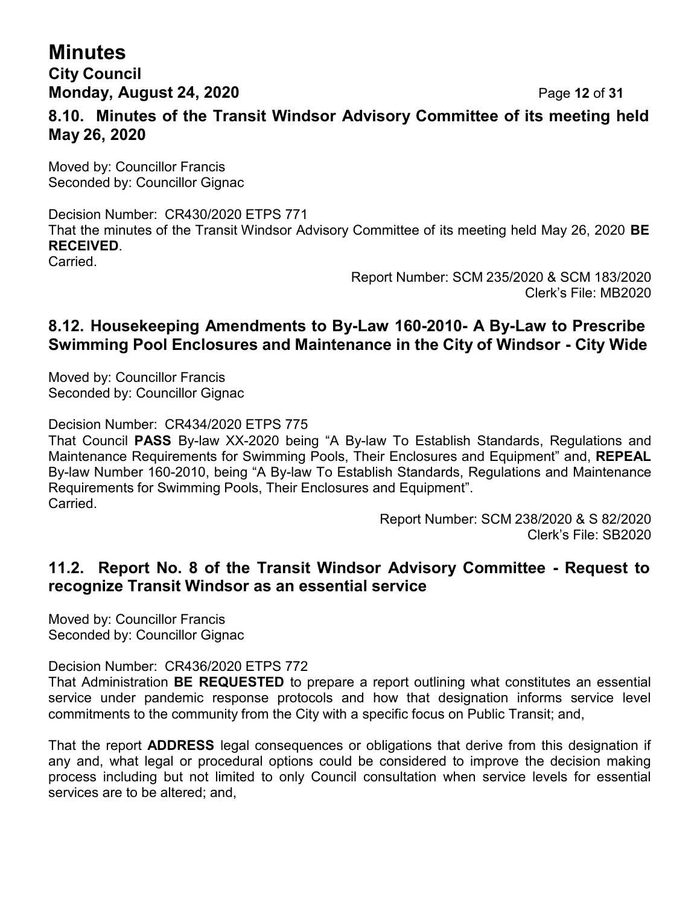### 8.10. Minutes of the Transit Windsor Advisory Committee of its meeting held May 26, 2020

Moved by: Councillor Francis
Seconded by: Councillor Gignac

Decision Number: CR430/2020 ETPS 771
That the minutes of the Transit Windsor Advisory Committee of its meeting held May 26, 2020 **BE RECEIVED**.
Carried.

Report Number: SCM 235/2020 & SCM 183/2020
Clerk's File: MB2020

### 8.12. Housekeeping Amendments to By-Law 160-2010- A By-Law to Prescribe Swimming Pool Enclosures and Maintenance in the City of Windsor - City Wide

Moved by: Councillor Francis
Seconded by: Councillor Gignac

Decision Number: CR434/2020 ETPS 775
That Council **PASS** By-law XX-2020 being "A By-law To Establish Standards, Regulations and Maintenance Requirements for Swimming Pools, Their Enclosures and Equipment" and, **REPEAL** By-law Number 160-2010, being "A By-law To Establish Standards, Regulations and Maintenance Requirements for Swimming Pools, Their Enclosures and Equipment".
Carried.

Report Number: SCM 238/2020 & S 82/2020
Clerk's File: SB2020

### 11.2. Report No. 8 of the Transit Windsor Advisory Committee - Request to recognize Transit Windsor as an essential service

Moved by: Councillor Francis
Seconded by: Councillor Gignac

Decision Number: CR436/2020 ETPS 772
That Administration **BE REQUESTED** to prepare a report outlining what constitutes an essential service under pandemic response protocols and how that designation informs service level commitments to the community from the City with a specific focus on Public Transit; and,

That the report **ADDRESS** legal consequences or obligations that derive from this designation if any and, what legal or procedural options could be considered to improve the decision making process including but not limited to only Council consultation when service levels for essential services are to be altered; and,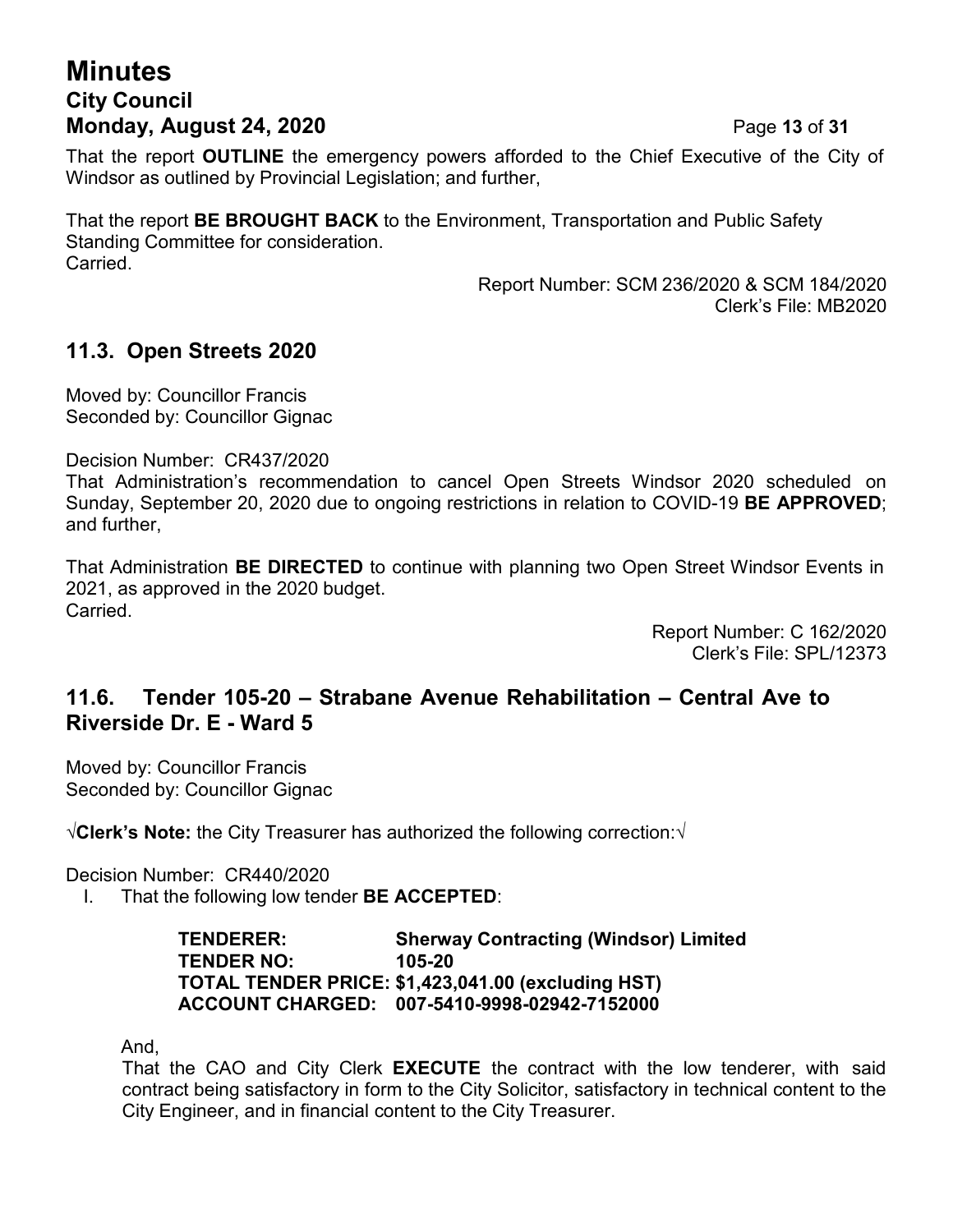That the report **OUTLINE** the emergency powers afforded to the Chief Executive of the City of Windsor as outlined by Provincial Legislation; and further,

That the report **BE BROUGHT BACK** to the Environment, Transportation and Public Safety Standing Committee for consideration.
Carried.

Report Number: SCM 236/2020 & SCM 184/2020
Clerk's File: MB2020

## 11.3. Open Streets 2020

Moved by: Councillor Francis
Seconded by: Councillor Gignac

Decision Number: CR437/2020
That Administration's recommendation to cancel Open Streets Windsor 2020 scheduled on Sunday, September 20, 2020 due to ongoing restrictions in relation to COVID-19 **BE APPROVED**; and further,

That Administration **BE DIRECTED** to continue with planning two Open Street Windsor Events in 2021, as approved in the 2020 budget.
Carried.

Report Number: C 162/2020
Clerk's File: SPL/12373

## 11.6. Tender 105-20 – Strabane Avenue Rehabilitation – Central Ave to Riverside Dr. E - Ward 5

Moved by: Councillor Francis
Seconded by: Councillor Gignac

√**Clerk's Note:** the City Treasurer has authorized the following correction:√

Decision Number: CR440/2020

I. That the following low tender **BE ACCEPTED**:

**TENDERER:** **Sherway Contracting (Windsor) Limited**
**TENDER NO:** **105-20**
**TOTAL TENDER PRICE: $1,423,041.00 (excluding HST)**
**ACCOUNT CHARGED: 007-5410-9998-02942-7152000**

And,
That the CAO and City Clerk **EXECUTE** the contract with the low tenderer, with said contract being satisfactory in form to the City Solicitor, satisfactory in technical content to the City Engineer, and in financial content to the City Treasurer.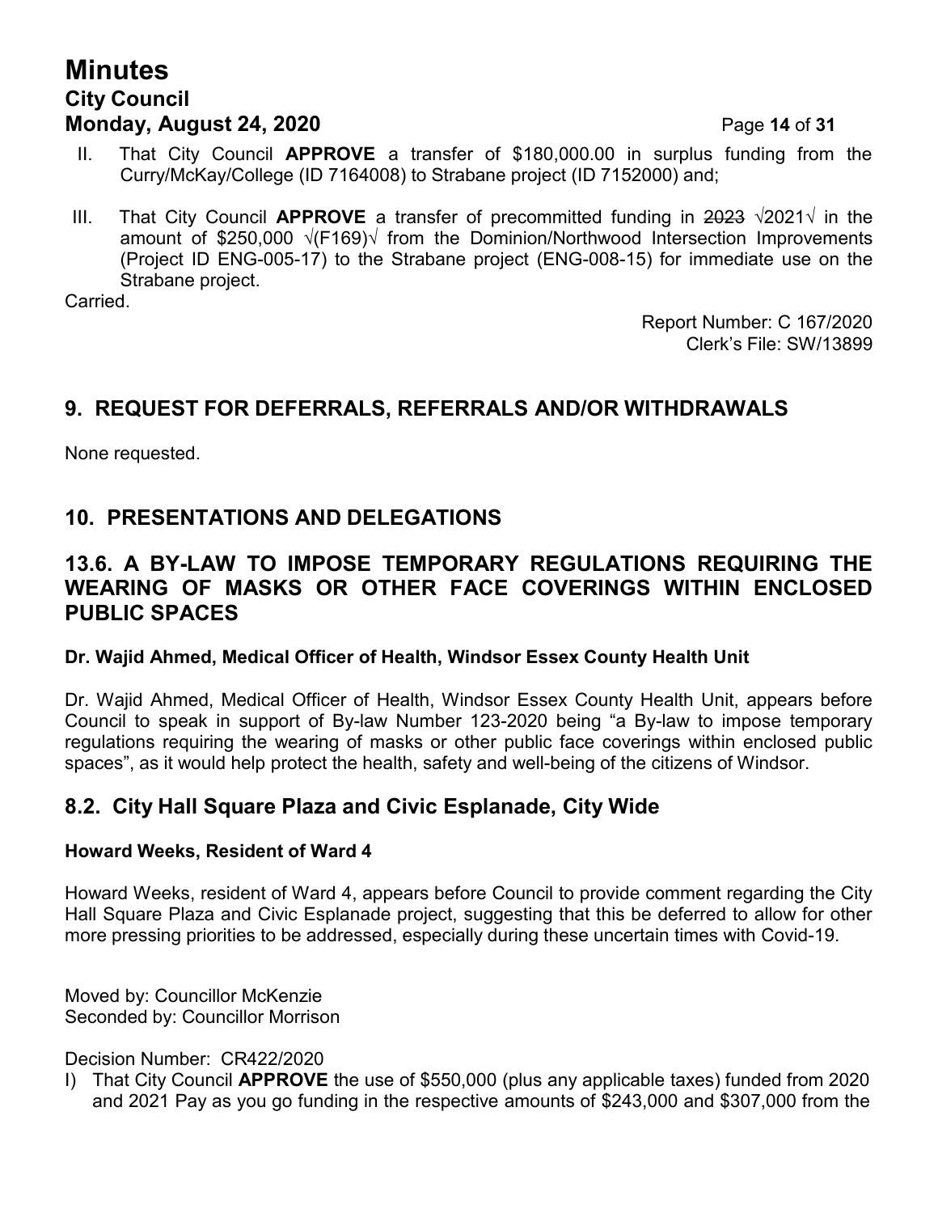II. That City Council **APPROVE** a transfer of $180,000.00 in surplus funding from the Curry/McKay/College (ID 7164008) to Strabane project (ID 7152000) and;

III. That City Council **APPROVE** a transfer of precommitted funding in ~~2023~~ √2021√ in the amount of $250,000 √(F169)√ from the Dominion/Northwood Intersection Improvements (Project ID ENG-005-17) to the Strabane project (ENG-008-15) for immediate use on the Strabane project.

Carried.

Report Number: C 167/2020
Clerk's File: SW/13899

## 9. REQUEST FOR DEFERRALS, REFERRALS AND/OR WITHDRAWALS

None requested.

## 10. PRESENTATIONS AND DELEGATIONS

## 13.6. A BY-LAW TO IMPOSE TEMPORARY REGULATIONS REQUIRING THE WEARING OF MASKS OR OTHER FACE COVERINGS WITHIN ENCLOSED PUBLIC SPACES

**Dr. Wajid Ahmed, Medical Officer of Health, Windsor Essex County Health Unit**

Dr. Wajid Ahmed, Medical Officer of Health, Windsor Essex County Health Unit, appears before Council to speak in support of By-law Number 123-2020 being "a By-law to impose temporary regulations requiring the wearing of masks or other public face coverings within enclosed public spaces", as it would help protect the health, safety and well-being of the citizens of Windsor.

## 8.2. City Hall Square Plaza and Civic Esplanade, City Wide

**Howard Weeks, Resident of Ward 4**

Howard Weeks, resident of Ward 4, appears before Council to provide comment regarding the City Hall Square Plaza and Civic Esplanade project, suggesting that this be deferred to allow for other more pressing priorities to be addressed, especially during these uncertain times with Covid-19.

Moved by: Councillor McKenzie
Seconded by: Councillor Morrison

Decision Number: CR422/2020

I) That City Council **APPROVE** the use of $550,000 (plus any applicable taxes) funded from 2020 and 2021 Pay as you go funding in the respective amounts of $243,000 and $307,000 from the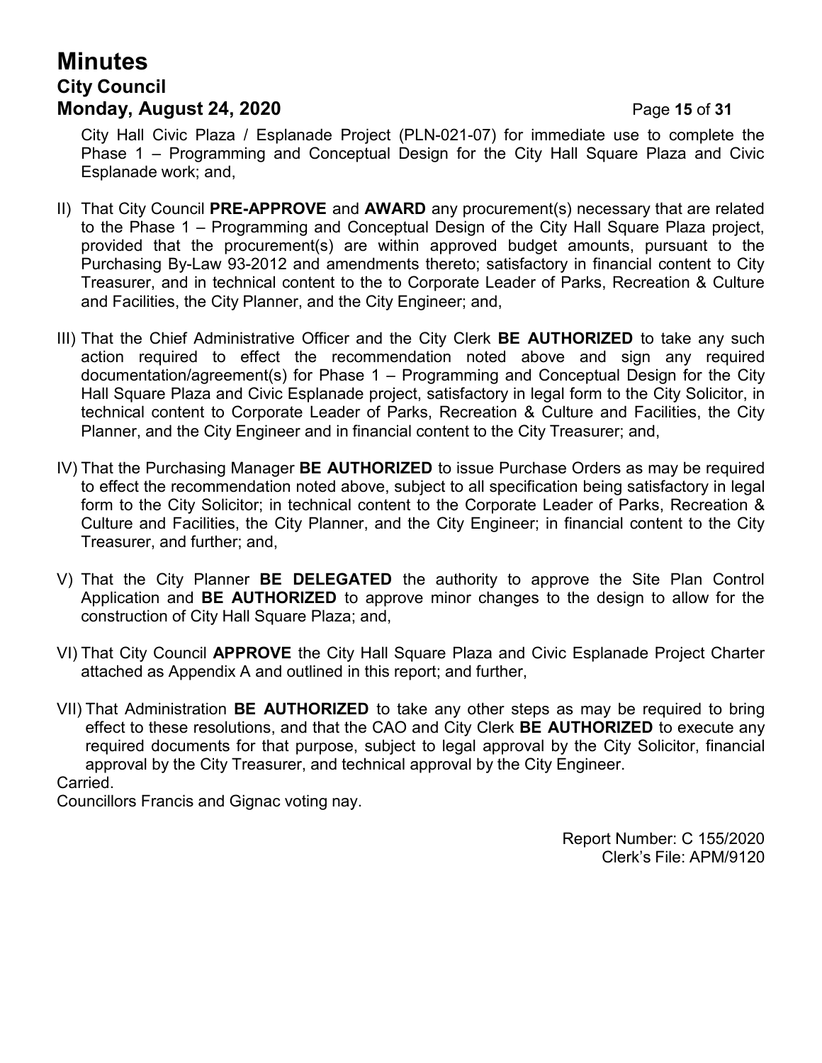City Hall Civic Plaza / Esplanade Project (PLN-021-07) for immediate use to complete the Phase 1 – Programming and Conceptual Design for the City Hall Square Plaza and Civic Esplanade work; and,

II) That City Council **PRE-APPROVE** and **AWARD** any procurement(s) necessary that are related to the Phase 1 – Programming and Conceptual Design of the City Hall Square Plaza project, provided that the procurement(s) are within approved budget amounts, pursuant to the Purchasing By-Law 93-2012 and amendments thereto; satisfactory in financial content to City Treasurer, and in technical content to the to Corporate Leader of Parks, Recreation & Culture and Facilities, the City Planner, and the City Engineer; and,

III) That the Chief Administrative Officer and the City Clerk **BE AUTHORIZED** to take any such action required to effect the recommendation noted above and sign any required documentation/agreement(s) for Phase 1 – Programming and Conceptual Design for the City Hall Square Plaza and Civic Esplanade project, satisfactory in legal form to the City Solicitor, in technical content to Corporate Leader of Parks, Recreation & Culture and Facilities, the City Planner, and the City Engineer and in financial content to the City Treasurer; and,

IV) That the Purchasing Manager **BE AUTHORIZED** to issue Purchase Orders as may be required to effect the recommendation noted above, subject to all specification being satisfactory in legal form to the City Solicitor; in technical content to the Corporate Leader of Parks, Recreation & Culture and Facilities, the City Planner, and the City Engineer; in financial content to the City Treasurer, and further; and,

V) That the City Planner **BE DELEGATED** the authority to approve the Site Plan Control Application and **BE AUTHORIZED** to approve minor changes to the design to allow for the construction of City Hall Square Plaza; and,

VI) That City Council **APPROVE** the City Hall Square Plaza and Civic Esplanade Project Charter attached as Appendix A and outlined in this report; and further,

VII) That Administration **BE AUTHORIZED** to take any other steps as may be required to bring effect to these resolutions, and that the CAO and City Clerk **BE AUTHORIZED** to execute any required documents for that purpose, subject to legal approval by the City Solicitor, financial approval by the City Treasurer, and technical approval by the City Engineer.

Carried.

Councillors Francis and Gignac voting nay.

Report Number: C 155/2020
Clerk's File: APM/9120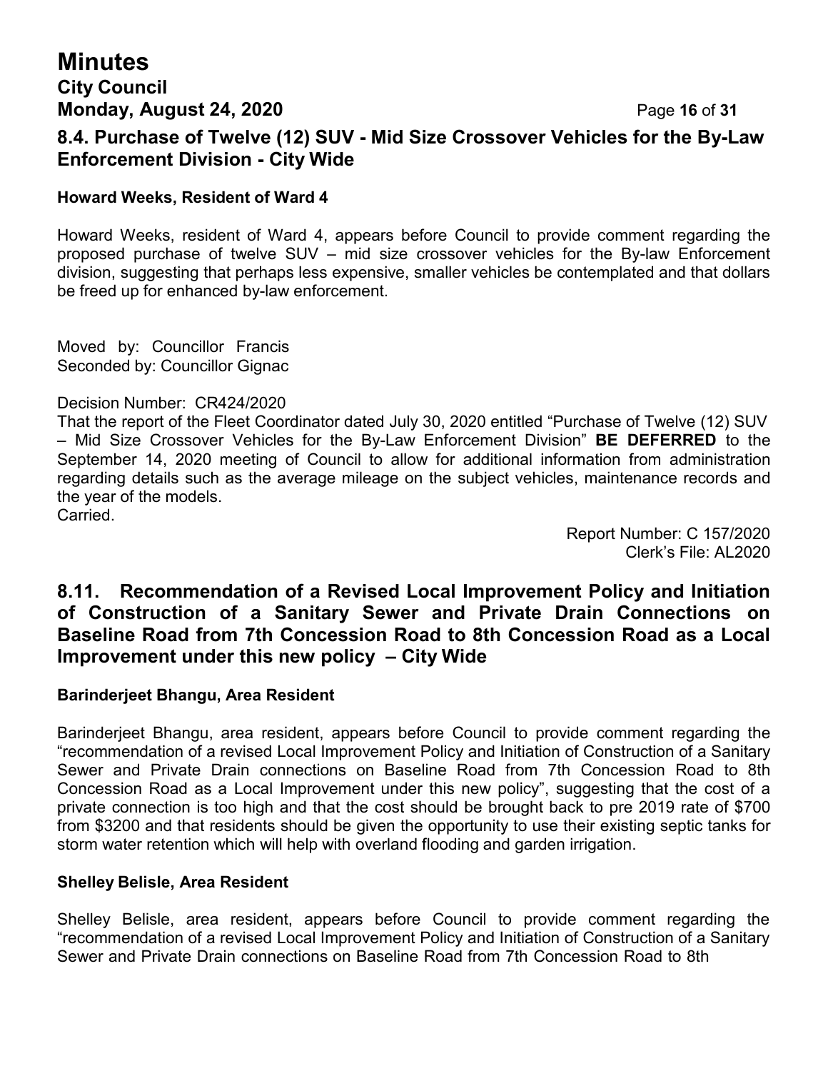## 8.4. Purchase of Twelve (12) SUV - Mid Size Crossover Vehicles for the By-Law Enforcement Division - City Wide

**Howard Weeks, Resident of Ward 4**

Howard Weeks, resident of Ward 4, appears before Council to provide comment regarding the proposed purchase of twelve SUV – mid size crossover vehicles for the By-law Enforcement division, suggesting that perhaps less expensive, smaller vehicles be contemplated and that dollars be freed up for enhanced by-law enforcement.

Moved by: Councillor Francis
Seconded by: Councillor Gignac

Decision Number: CR424/2020
That the report of the Fleet Coordinator dated July 30, 2020 entitled "Purchase of Twelve (12) SUV – Mid Size Crossover Vehicles for the By-Law Enforcement Division" **BE DEFERRED** to the September 14, 2020 meeting of Council to allow for additional information from administration regarding details such as the average mileage on the subject vehicles, maintenance records and the year of the models.
Carried.

Report Number: C 157/2020
Clerk's File: AL2020

## 8.11. Recommendation of a Revised Local Improvement Policy and Initiation of Construction of a Sanitary Sewer and Private Drain Connections on Baseline Road from 7th Concession Road to 8th Concession Road as a Local Improvement under this new policy – City Wide

**Barinderjeet Bhangu, Area Resident**

Barinderjeet Bhangu, area resident, appears before Council to provide comment regarding the "recommendation of a revised Local Improvement Policy and Initiation of Construction of a Sanitary Sewer and Private Drain connections on Baseline Road from 7th Concession Road to 8th Concession Road as a Local Improvement under this new policy", suggesting that the cost of a private connection is too high and that the cost should be brought back to pre 2019 rate of $700 from $3200 and that residents should be given the opportunity to use their existing septic tanks for storm water retention which will help with overland flooding and garden irrigation.

**Shelley Belisle, Area Resident**

Shelley Belisle, area resident, appears before Council to provide comment regarding the "recommendation of a revised Local Improvement Policy and Initiation of Construction of a Sanitary Sewer and Private Drain connections on Baseline Road from 7th Concession Road to 8th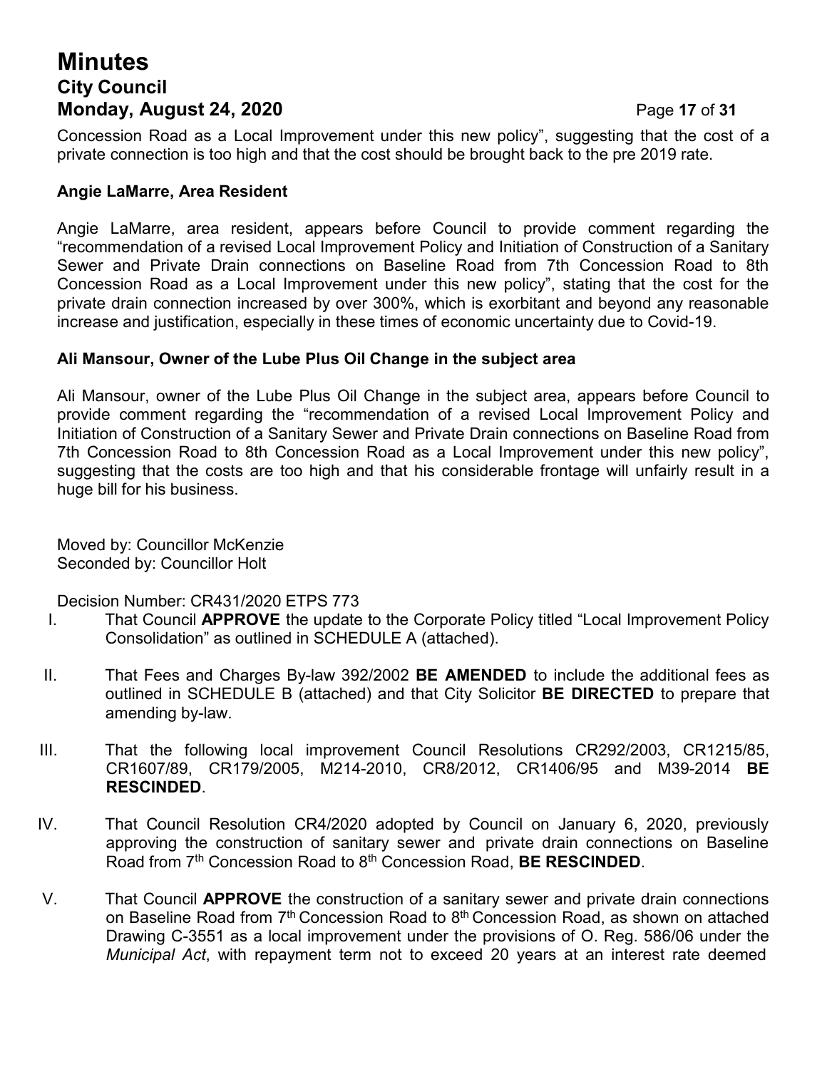Concession Road as a Local Improvement under this new policy", suggesting that the cost of a private connection is too high and that the cost should be brought back to the pre 2019 rate.

**Angie LaMarre, Area Resident**

Angie LaMarre, area resident, appears before Council to provide comment regarding the "recommendation of a revised Local Improvement Policy and Initiation of Construction of a Sanitary Sewer and Private Drain connections on Baseline Road from 7th Concession Road to 8th Concession Road as a Local Improvement under this new policy", stating that the cost for the private drain connection increased by over 300%, which is exorbitant and beyond any reasonable increase and justification, especially in these times of economic uncertainty due to Covid-19.

**Ali Mansour, Owner of the Lube Plus Oil Change in the subject area**

Ali Mansour, owner of the Lube Plus Oil Change in the subject area, appears before Council to provide comment regarding the "recommendation of a revised Local Improvement Policy and Initiation of Construction of a Sanitary Sewer and Private Drain connections on Baseline Road from 7th Concession Road to 8th Concession Road as a Local Improvement under this new policy", suggesting that the costs are too high and that his considerable frontage will unfairly result in a huge bill for his business.

Moved by: Councillor McKenzie
Seconded by: Councillor Holt

Decision Number: CR431/2020 ETPS 773

I. That Council **APPROVE** the update to the Corporate Policy titled "Local Improvement Policy Consolidation" as outlined in SCHEDULE A (attached).

II. That Fees and Charges By-law 392/2002 **BE AMENDED** to include the additional fees as outlined in SCHEDULE B (attached) and that City Solicitor **BE DIRECTED** to prepare that amending by-law.

III. That the following local improvement Council Resolutions CR292/2003, CR1215/85, CR1607/89, CR179/2005, M214-2010, CR8/2012, CR1406/95 and M39-2014 **BE RESCINDED**.

IV. That Council Resolution CR4/2020 adopted by Council on January 6, 2020, previously approving the construction of sanitary sewer and private drain connections on Baseline Road from 7th Concession Road to 8th Concession Road, **BE RESCINDED**.

V. That Council **APPROVE** the construction of a sanitary sewer and private drain connections on Baseline Road from 7th Concession Road to 8th Concession Road, as shown on attached Drawing C-3551 as a local improvement under the provisions of O. Reg. 586/06 under the *Municipal Act*, with repayment term not to exceed 20 years at an interest rate deemed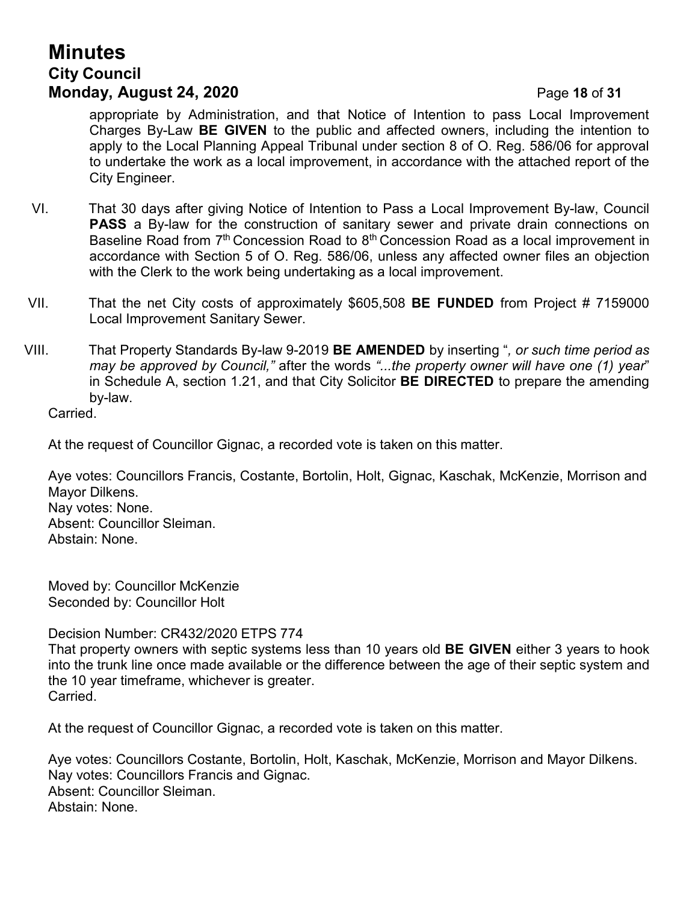appropriate by Administration, and that Notice of Intention to pass Local Improvement Charges By-Law **BE GIVEN** to the public and affected owners, including the intention to apply to the Local Planning Appeal Tribunal under section 8 of O. Reg. 586/06 for approval to undertake the work as a local improvement, in accordance with the attached report of the City Engineer.

VI. That 30 days after giving Notice of Intention to Pass a Local Improvement By-law, Council **PASS** a By-law for the construction of sanitary sewer and private drain connections on Baseline Road from 7th Concession Road to 8th Concession Road as a local improvement in accordance with Section 5 of O. Reg. 586/06, unless any affected owner files an objection with the Clerk to the work being undertaking as a local improvement.

VII. That the net City costs of approximately $605,508 **BE FUNDED** from Project # 7159000 Local Improvement Sanitary Sewer.

VIII. That Property Standards By-law 9-2019 **BE AMENDED** by inserting "*, or such time period as may be approved by Council,*" after the words *"...the property owner will have one (1) year*" in Schedule A, section 1.21, and that City Solicitor **BE DIRECTED** to prepare the amending by-law.

Carried.

At the request of Councillor Gignac, a recorded vote is taken on this matter.

Aye votes: Councillors Francis, Costante, Bortolin, Holt, Gignac, Kaschak, McKenzie, Morrison and Mayor Dilkens.
Nay votes: None.
Absent: Councillor Sleiman.
Abstain: None.

Moved by: Councillor McKenzie
Seconded by: Councillor Holt

Decision Number: CR432/2020 ETPS 774
That property owners with septic systems less than 10 years old **BE GIVEN** either 3 years to hook into the trunk line once made available or the difference between the age of their septic system and the 10 year timeframe, whichever is greater.
Carried.

At the request of Councillor Gignac, a recorded vote is taken on this matter.

Aye votes: Councillors Costante, Bortolin, Holt, Kaschak, McKenzie, Morrison and Mayor Dilkens.
Nay votes: Councillors Francis and Gignac.
Absent: Councillor Sleiman.
Abstain: None.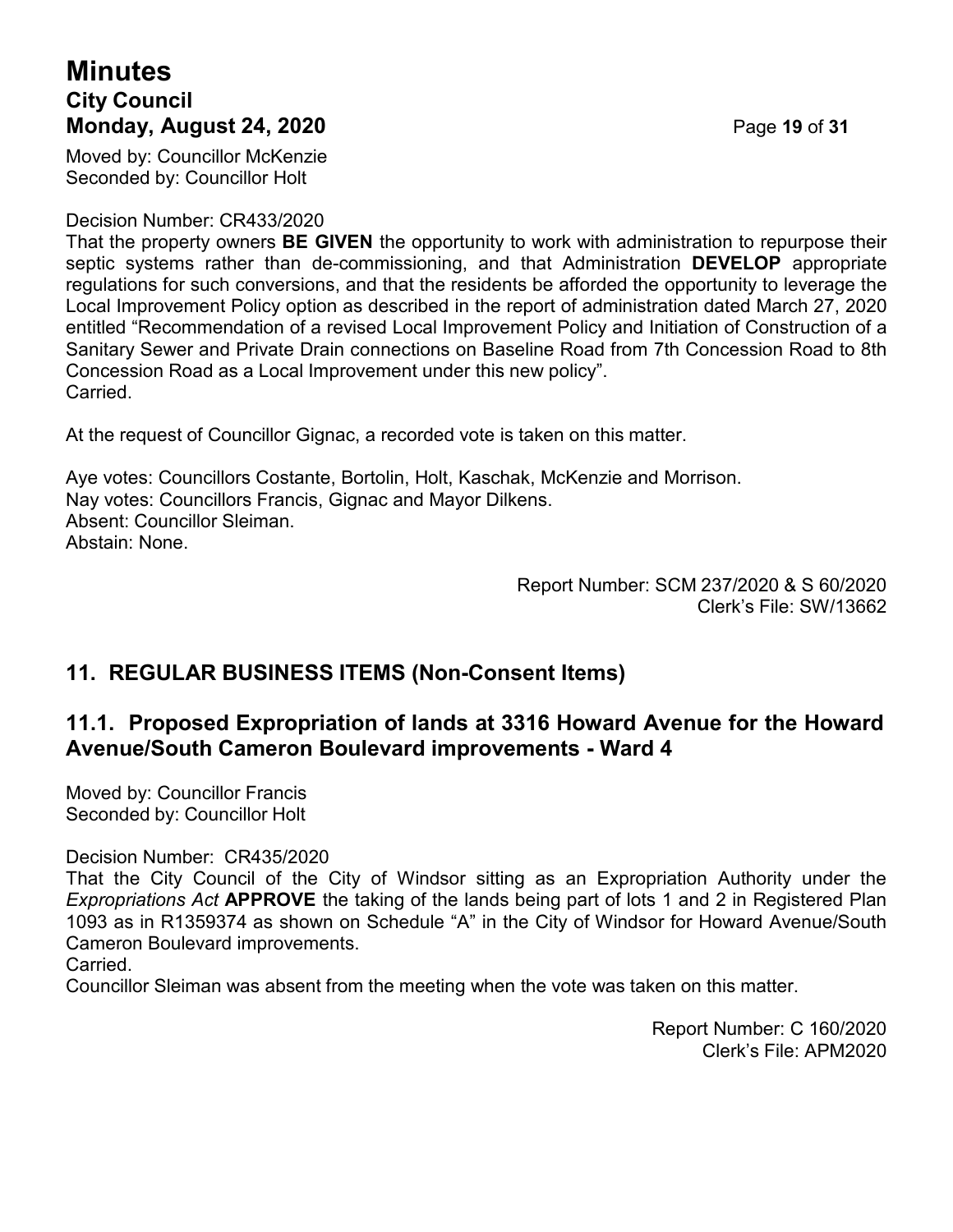Moved by: Councillor McKenzie
Seconded by: Councillor Holt

Decision Number: CR433/2020
That the property owners **BE GIVEN** the opportunity to work with administration to repurpose their septic systems rather than de-commissioning, and that Administration **DEVELOP** appropriate regulations for such conversions, and that the residents be afforded the opportunity to leverage the Local Improvement Policy option as described in the report of administration dated March 27, 2020 entitled “Recommendation of a revised Local Improvement Policy and Initiation of Construction of a Sanitary Sewer and Private Drain connections on Baseline Road from 7th Concession Road to 8th Concession Road as a Local Improvement under this new policy”.
Carried.

At the request of Councillor Gignac, a recorded vote is taken on this matter.

Aye votes: Councillors Costante, Bortolin, Holt, Kaschak, McKenzie and Morrison.
Nay votes: Councillors Francis, Gignac and Mayor Dilkens.
Absent: Councillor Sleiman.
Abstain: None.

Report Number: SCM 237/2020 & S 60/2020
Clerk’s File: SW/13662

## 11. REGULAR BUSINESS ITEMS (Non-Consent Items)

## 11.1. Proposed Expropriation of lands at 3316 Howard Avenue for the Howard Avenue/South Cameron Boulevard improvements - Ward 4

Moved by: Councillor Francis
Seconded by: Councillor Holt

Decision Number: CR435/2020
That the City Council of the City of Windsor sitting as an Expropriation Authority under the *Expropriations Act* **APPROVE** the taking of the lands being part of lots 1 and 2 in Registered Plan 1093 as in R1359374 as shown on Schedule “A” in the City of Windsor for Howard Avenue/South Cameron Boulevard improvements.
Carried.
Councillor Sleiman was absent from the meeting when the vote was taken on this matter.

Report Number: C 160/2020
Clerk’s File: APM2020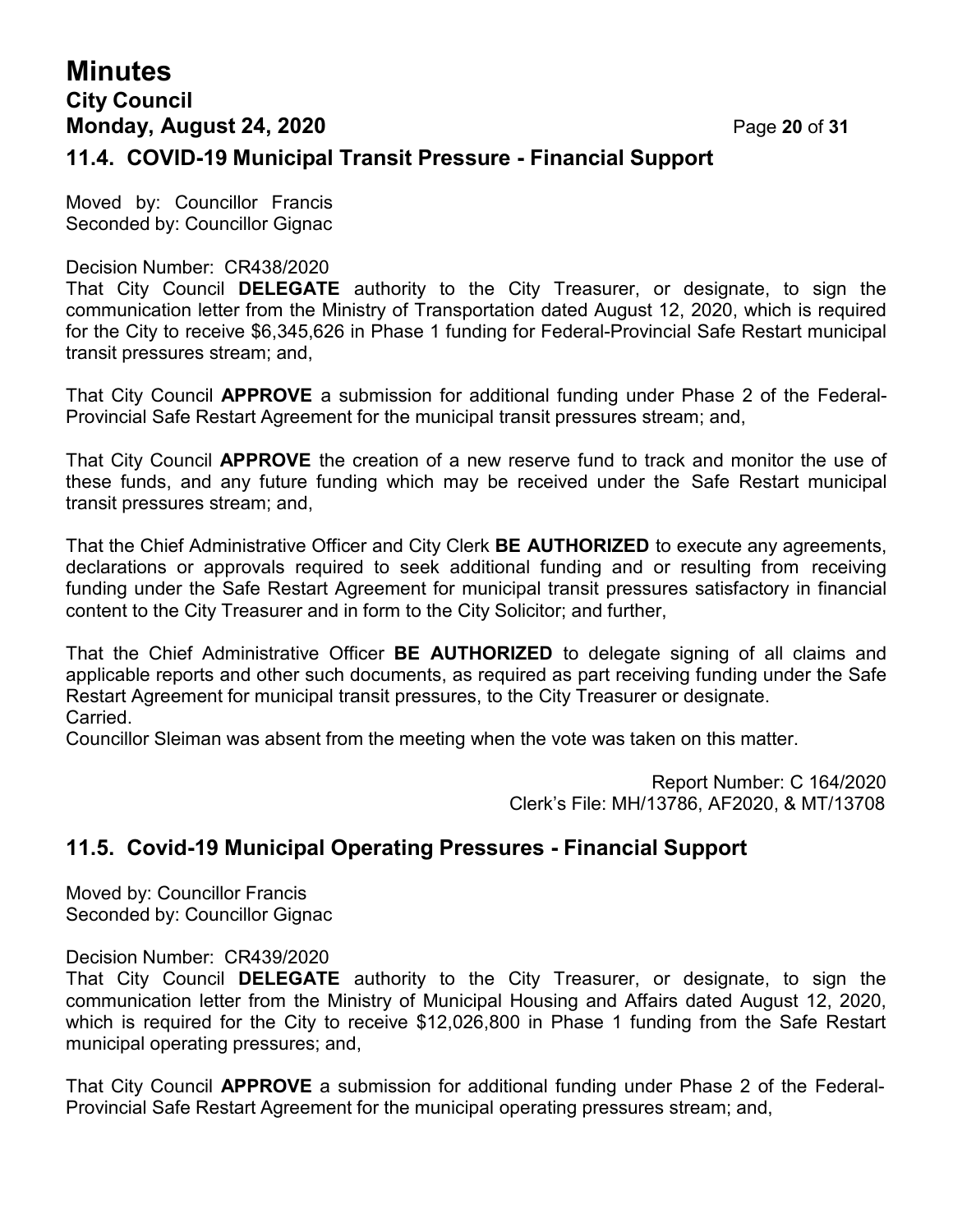## 11.4. COVID-19 Municipal Transit Pressure - Financial Support

Moved by: Councillor Francis
Seconded by: Councillor Gignac

Decision Number: CR438/2020
That City Council **DELEGATE** authority to the City Treasurer, or designate, to sign the communication letter from the Ministry of Transportation dated August 12, 2020, which is required for the City to receive $6,345,626 in Phase 1 funding for Federal-Provincial Safe Restart municipal transit pressures stream; and,

That City Council **APPROVE** a submission for additional funding under Phase 2 of the Federal-Provincial Safe Restart Agreement for the municipal transit pressures stream; and,

That City Council **APPROVE** the creation of a new reserve fund to track and monitor the use of these funds, and any future funding which may be received under the Safe Restart municipal transit pressures stream; and,

That the Chief Administrative Officer and City Clerk **BE AUTHORIZED** to execute any agreements, declarations or approvals required to seek additional funding and or resulting from receiving funding under the Safe Restart Agreement for municipal transit pressures satisfactory in financial content to the City Treasurer and in form to the City Solicitor; and further,

That the Chief Administrative Officer **BE AUTHORIZED** to delegate signing of all claims and applicable reports and other such documents, as required as part receiving funding under the Safe Restart Agreement for municipal transit pressures, to the City Treasurer or designate.
Carried.
Councillor Sleiman was absent from the meeting when the vote was taken on this matter.

Report Number: C 164/2020
Clerk's File: MH/13786, AF2020, & MT/13708

## 11.5. Covid-19 Municipal Operating Pressures - Financial Support

Moved by: Councillor Francis
Seconded by: Councillor Gignac

Decision Number: CR439/2020
That City Council **DELEGATE** authority to the City Treasurer, or designate, to sign the communication letter from the Ministry of Municipal Housing and Affairs dated August 12, 2020, which is required for the City to receive $12,026,800 in Phase 1 funding from the Safe Restart municipal operating pressures; and,

That City Council **APPROVE** a submission for additional funding under Phase 2 of the Federal-Provincial Safe Restart Agreement for the municipal operating pressures stream; and,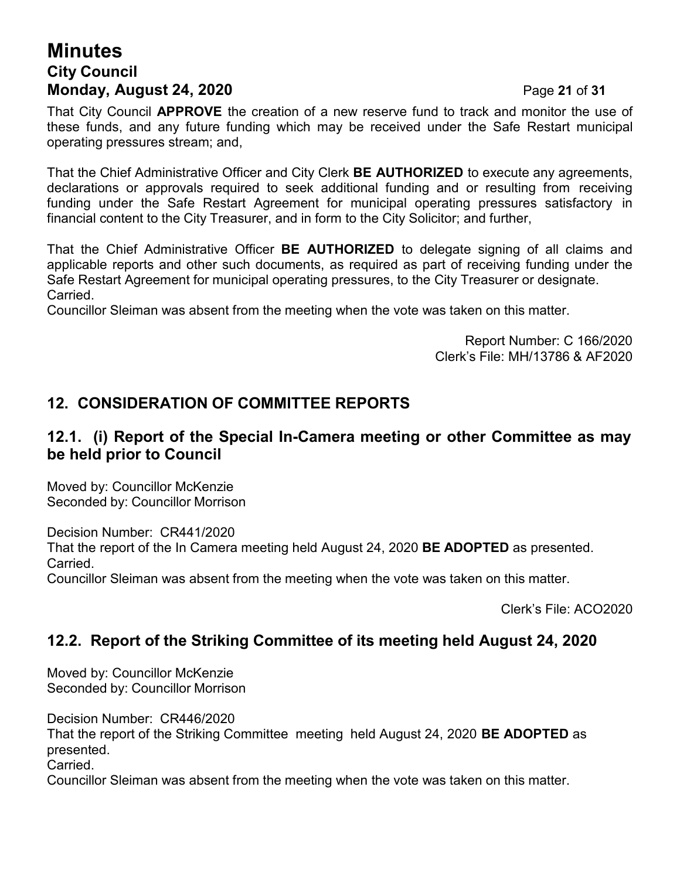That City Council **APPROVE** the creation of a new reserve fund to track and monitor the use of these funds, and any future funding which may be received under the Safe Restart municipal operating pressures stream; and,

That the Chief Administrative Officer and City Clerk **BE AUTHORIZED** to execute any agreements, declarations or approvals required to seek additional funding and or resulting from receiving funding under the Safe Restart Agreement for municipal operating pressures satisfactory in financial content to the City Treasurer, and in form to the City Solicitor; and further,

That the Chief Administrative Officer **BE AUTHORIZED** to delegate signing of all claims and applicable reports and other such documents, as required as part of receiving funding under the Safe Restart Agreement for municipal operating pressures, to the City Treasurer or designate.
Carried.
Councillor Sleiman was absent from the meeting when the vote was taken on this matter.

Report Number: C 166/2020
Clerk's File: MH/13786 & AF2020

## 12. CONSIDERATION OF COMMITTEE REPORTS

### 12.1. (i) Report of the Special In-Camera meeting or other Committee as may be held prior to Council

Moved by: Councillor McKenzie
Seconded by: Councillor Morrison

Decision Number: CR441/2020
That the report of the In Camera meeting held August 24, 2020 **BE ADOPTED** as presented.
Carried.
Councillor Sleiman was absent from the meeting when the vote was taken on this matter.

Clerk's File: ACO2020

### 12.2. Report of the Striking Committee of its meeting held August 24, 2020

Moved by: Councillor McKenzie
Seconded by: Councillor Morrison

Decision Number: CR446/2020
That the report of the Striking Committee meeting held August 24, 2020 **BE ADOPTED** as presented.
Carried.
Councillor Sleiman was absent from the meeting when the vote was taken on this matter.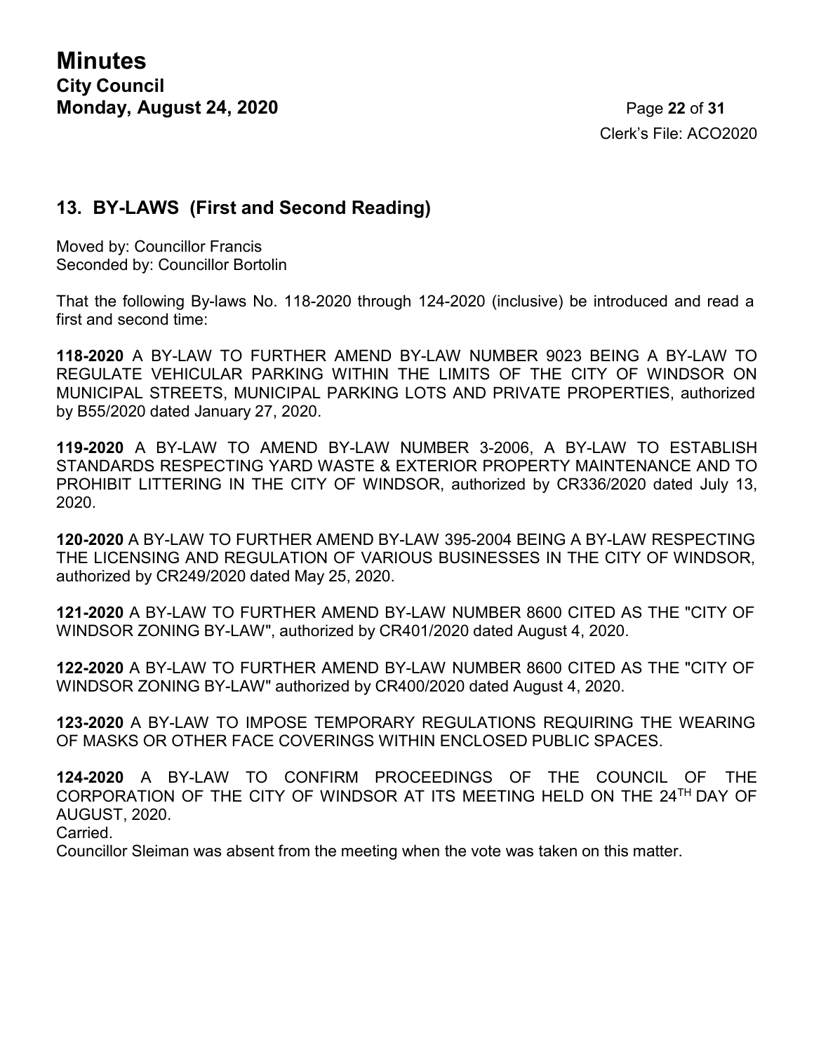## 13. BY-LAWS (First and Second Reading)

Moved by: Councillor Francis
Seconded by: Councillor Bortolin

That the following By-laws No. 118-2020 through 124-2020 (inclusive) be introduced and read a first and second time:

**118-2020** A BY-LAW TO FURTHER AMEND BY-LAW NUMBER 9023 BEING A BY-LAW TO REGULATE VEHICULAR PARKING WITHIN THE LIMITS OF THE CITY OF WINDSOR ON MUNICIPAL STREETS, MUNICIPAL PARKING LOTS AND PRIVATE PROPERTIES, authorized by B55/2020 dated January 27, 2020.

**119-2020** A BY-LAW TO AMEND BY-LAW NUMBER 3-2006, A BY-LAW TO ESTABLISH STANDARDS RESPECTING YARD WASTE & EXTERIOR PROPERTY MAINTENANCE AND TO PROHIBIT LITTERING IN THE CITY OF WINDSOR, authorized by CR336/2020 dated July 13, 2020.

**120-2020** A BY-LAW TO FURTHER AMEND BY-LAW 395-2004 BEING A BY-LAW RESPECTING THE LICENSING AND REGULATION OF VARIOUS BUSINESSES IN THE CITY OF WINDSOR, authorized by CR249/2020 dated May 25, 2020.

**121-2020** A BY-LAW TO FURTHER AMEND BY-LAW NUMBER 8600 CITED AS THE "CITY OF WINDSOR ZONING BY-LAW", authorized by CR401/2020 dated August 4, 2020.

**122-2020** A BY-LAW TO FURTHER AMEND BY-LAW NUMBER 8600 CITED AS THE "CITY OF WINDSOR ZONING BY-LAW" authorized by CR400/2020 dated August 4, 2020.

**123-2020** A BY-LAW TO IMPOSE TEMPORARY REGULATIONS REQUIRING THE WEARING OF MASKS OR OTHER FACE COVERINGS WITHIN ENCLOSED PUBLIC SPACES.

**124-2020** A BY-LAW TO CONFIRM PROCEEDINGS OF THE COUNCIL OF THE CORPORATION OF THE CITY OF WINDSOR AT ITS MEETING HELD ON THE 24TH DAY OF AUGUST, 2020.
Carried.
Councillor Sleiman was absent from the meeting when the vote was taken on this matter.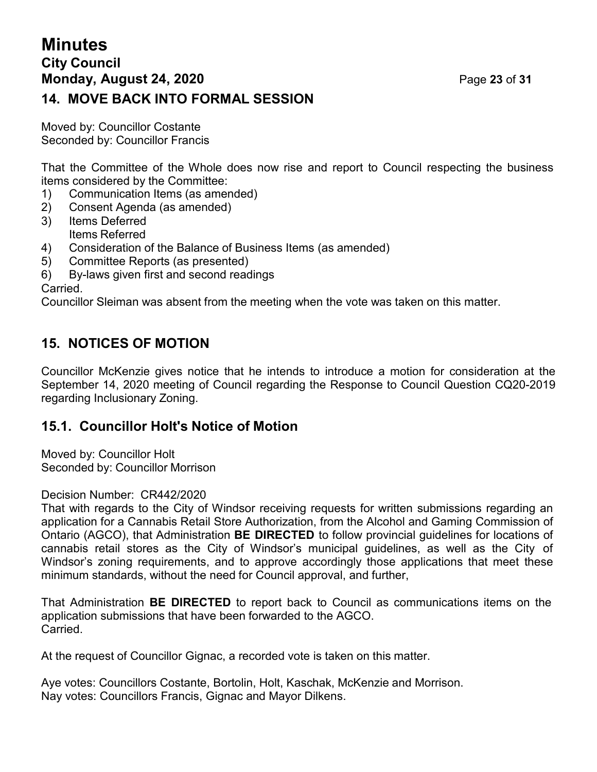## 14. MOVE BACK INTO FORMAL SESSION

Moved by: Councillor Costante
Seconded by: Councillor Francis

That the Committee of the Whole does now rise and report to Council respecting the business items considered by the Committee:

1) Communication Items (as amended)
2) Consent Agenda (as amended)
3) Items Deferred
   Items Referred
4) Consideration of the Balance of Business Items (as amended)
5) Committee Reports (as presented)
6) By-laws given first and second readings

Carried.
Councillor Sleiman was absent from the meeting when the vote was taken on this matter.

## 15. NOTICES OF MOTION

Councillor McKenzie gives notice that he intends to introduce a motion for consideration at the September 14, 2020 meeting of Council regarding the Response to Council Question CQ20-2019 regarding Inclusionary Zoning.

## 15.1. Councillor Holt's Notice of Motion

Moved by: Councillor Holt
Seconded by: Councillor Morrison

Decision Number: CR442/2020
That with regards to the City of Windsor receiving requests for written submissions regarding an application for a Cannabis Retail Store Authorization, from the Alcohol and Gaming Commission of Ontario (AGCO), that Administration **BE DIRECTED** to follow provincial guidelines for locations of cannabis retail stores as the City of Windsor's municipal guidelines, as well as the City of Windsor's zoning requirements, and to approve accordingly those applications that meet these minimum standards, without the need for Council approval, and further,

That Administration **BE DIRECTED** to report back to Council as communications items on the application submissions that have been forwarded to the AGCO.
Carried.

At the request of Councillor Gignac, a recorded vote is taken on this matter.

Aye votes: Councillors Costante, Bortolin, Holt, Kaschak, McKenzie and Morrison.
Nay votes: Councillors Francis, Gignac and Mayor Dilkens.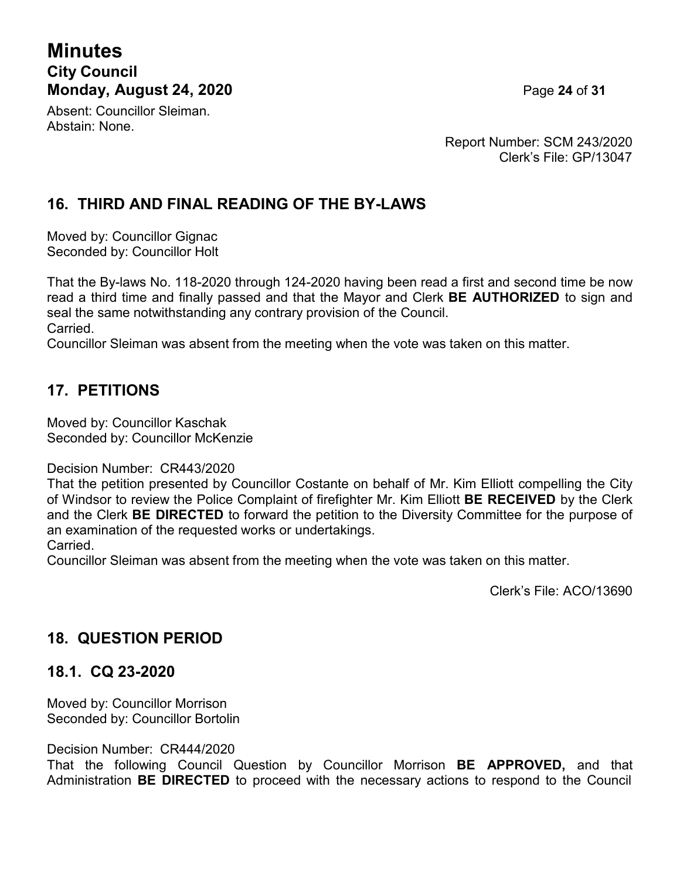Absent: Councillor Sleiman.
Abstain: None.

Report Number: SCM 243/2020
Clerk's File: GP/13047

## 16. THIRD AND FINAL READING OF THE BY-LAWS

Moved by: Councillor Gignac
Seconded by: Councillor Holt

That the By-laws No. 118-2020 through 124-2020 having been read a first and second time be now read a third time and finally passed and that the Mayor and Clerk **BE AUTHORIZED** to sign and seal the same notwithstanding any contrary provision of the Council.
Carried.
Councillor Sleiman was absent from the meeting when the vote was taken on this matter.

## 17. PETITIONS

Moved by: Councillor Kaschak
Seconded by: Councillor McKenzie

Decision Number: CR443/2020
That the petition presented by Councillor Costante on behalf of Mr. Kim Elliott compelling the City of Windsor to review the Police Complaint of firefighter Mr. Kim Elliott **BE RECEIVED** by the Clerk and the Clerk **BE DIRECTED** to forward the petition to the Diversity Committee for the purpose of an examination of the requested works or undertakings.
Carried.
Councillor Sleiman was absent from the meeting when the vote was taken on this matter.

Clerk's File: ACO/13690

## 18. QUESTION PERIOD

## 18.1. CQ 23-2020

Moved by: Councillor Morrison
Seconded by: Councillor Bortolin

Decision Number: CR444/2020
That the following Council Question by Councillor Morrison **BE APPROVED,** and that Administration **BE DIRECTED** to proceed with the necessary actions to respond to the Council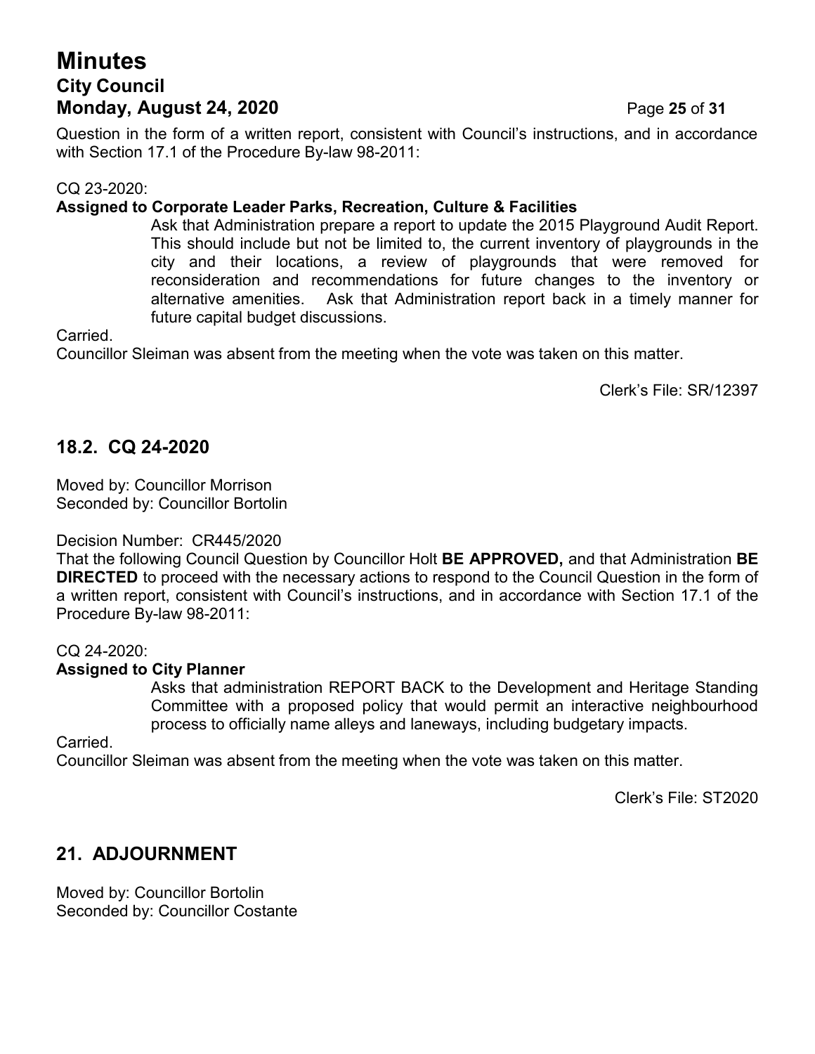Question in the form of a written report, consistent with Council's instructions, and in accordance with Section 17.1 of the Procedure By-law 98-2011:

CQ 23-2020:

**Assigned to Corporate Leader Parks, Recreation, Culture & Facilities**

Ask that Administration prepare a report to update the 2015 Playground Audit Report. This should include but not be limited to, the current inventory of playgrounds in the city and their locations, a review of playgrounds that were removed for reconsideration and recommendations for future changes to the inventory or alternative amenities. Ask that Administration report back in a timely manner for future capital budget discussions.

Carried.

Councillor Sleiman was absent from the meeting when the vote was taken on this matter.

Clerk's File: SR/12397

## 18.2. CQ 24-2020

Moved by: Councillor Morrison
Seconded by: Councillor Bortolin

Decision Number: CR445/2020

That the following Council Question by Councillor Holt **BE APPROVED,** and that Administration **BE DIRECTED** to proceed with the necessary actions to respond to the Council Question in the form of a written report, consistent with Council's instructions, and in accordance with Section 17.1 of the Procedure By-law 98-2011:

CQ 24-2020:

**Assigned to City Planner**

Asks that administration REPORT BACK to the Development and Heritage Standing Committee with a proposed policy that would permit an interactive neighbourhood process to officially name alleys and laneways, including budgetary impacts.

Carried.

Councillor Sleiman was absent from the meeting when the vote was taken on this matter.

Clerk's File: ST2020

## 21. ADJOURNMENT

Moved by: Councillor Bortolin
Seconded by: Councillor Costante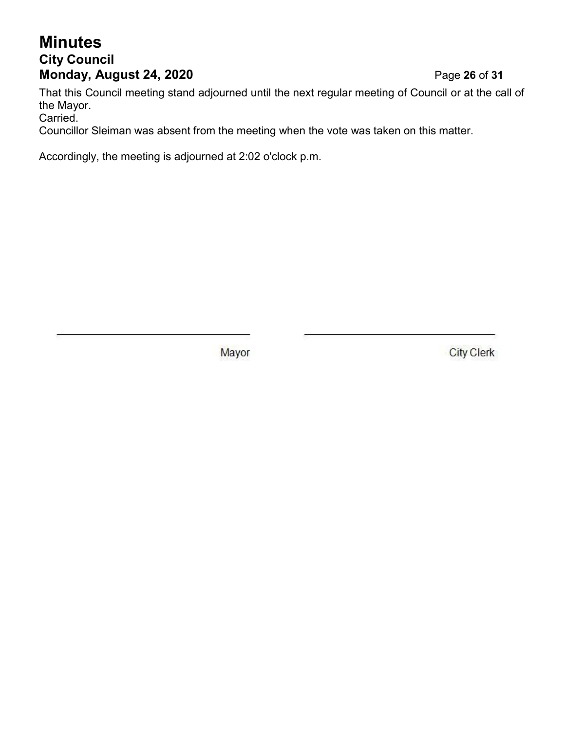That this Council meeting stand adjourned until the next regular meeting of Council or at the call of the Mayor.
Carried.
Councillor Sleiman was absent from the meeting when the vote was taken on this matter.

Accordingly, the meeting is adjourned at 2:02 o'clock p.m.

\_\_\_\_\_\_\_\_\_\_\_\_\_\_\_\_\_\_\_\_\_\_\_\_\_\_\_\_\_\_ Mayor

\_\_\_\_\_\_\_\_\_\_\_\_\_\_\_\_\_\_\_\_\_\_\_\_\_\_\_\_\_\_ City Clerk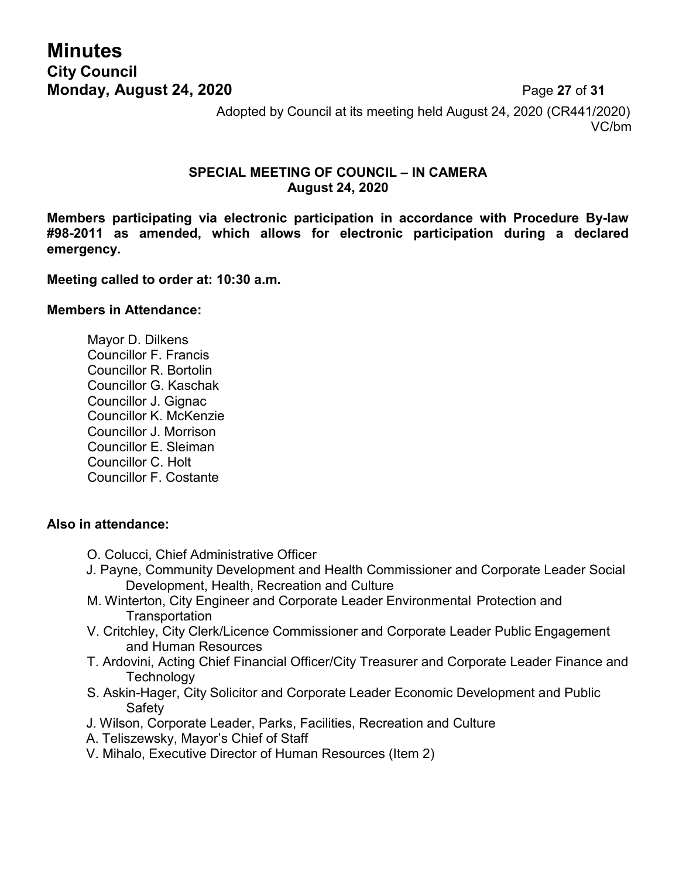Adopted by Council at its meeting held August 24, 2020 (CR441/2020)
VC/bm

## SPECIAL MEETING OF COUNCIL – IN CAMERA
**August 24, 2020**

**Members participating via electronic participation in accordance with Procedure By-law #98-2011 as amended, which allows for electronic participation during a declared emergency.**

**Meeting called to order at: 10:30 a.m.**

**Members in Attendance:**

Mayor D. Dilkens
Councillor F. Francis
Councillor R. Bortolin
Councillor G. Kaschak
Councillor J. Gignac
Councillor K. McKenzie
Councillor J. Morrison
Councillor E. Sleiman
Councillor C. Holt
Councillor F. Costante

**Also in attendance:**

O. Colucci, Chief Administrative Officer
J. Payne, Community Development and Health Commissioner and Corporate Leader Social Development, Health, Recreation and Culture
M. Winterton, City Engineer and Corporate Leader Environmental Protection and Transportation
V. Critchley, City Clerk/Licence Commissioner and Corporate Leader Public Engagement and Human Resources
T. Ardovini, Acting Chief Financial Officer/City Treasurer and Corporate Leader Finance and Technology
S. Askin-Hager, City Solicitor and Corporate Leader Economic Development and Public Safety
J. Wilson, Corporate Leader, Parks, Facilities, Recreation and Culture
A. Teliszewsky, Mayor's Chief of Staff
V. Mihalo, Executive Director of Human Resources (Item 2)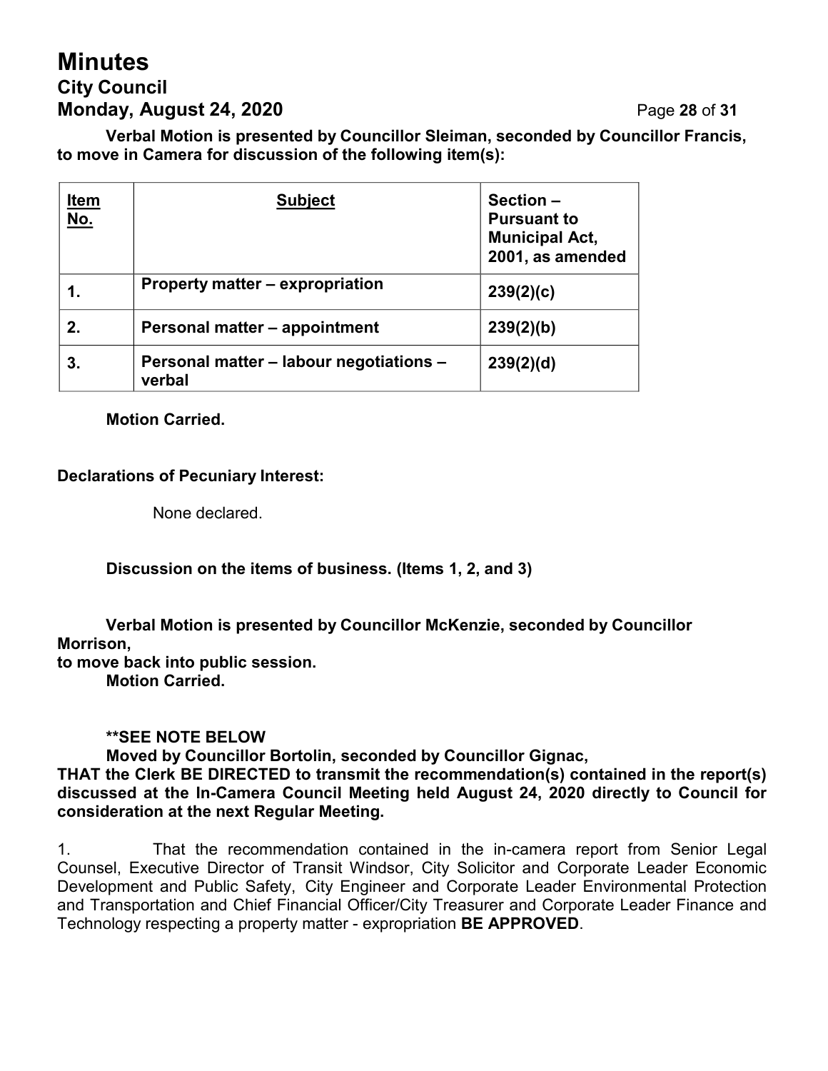**Verbal Motion is presented by Councillor Sleiman, seconded by Councillor Francis, to move in Camera for discussion of the following item(s):**

| Item No. | Subject | Section – Pursuant to Municipal Act, 2001, as amended |
|---|---|---|
| 1. | Property matter – expropriation | 239(2)(c) |
| 2. | Personal matter – appointment | 239(2)(b) |
| 3. | Personal matter – labour negotiations – verbal | 239(2)(d) |

**Motion Carried.**

**Declarations of Pecuniary Interest:**

None declared.

**Discussion on the items of business. (Items 1, 2, and 3)**

**Verbal Motion is presented by Councillor McKenzie, seconded by Councillor Morrison, to move back into public session.**
**Motion Carried.**

**\*\*SEE NOTE BELOW**
**Moved by Councillor Bortolin, seconded by Councillor Gignac,**
**THAT the Clerk BE DIRECTED to transmit the recommendation(s) contained in the report(s) discussed at the In-Camera Council Meeting held August 24, 2020 directly to Council for consideration at the next Regular Meeting.**

1. That the recommendation contained in the in-camera report from Senior Legal Counsel, Executive Director of Transit Windsor, City Solicitor and Corporate Leader Economic Development and Public Safety, City Engineer and Corporate Leader Environmental Protection and Transportation and Chief Financial Officer/City Treasurer and Corporate Leader Finance and Technology respecting a property matter - expropriation **BE APPROVED**.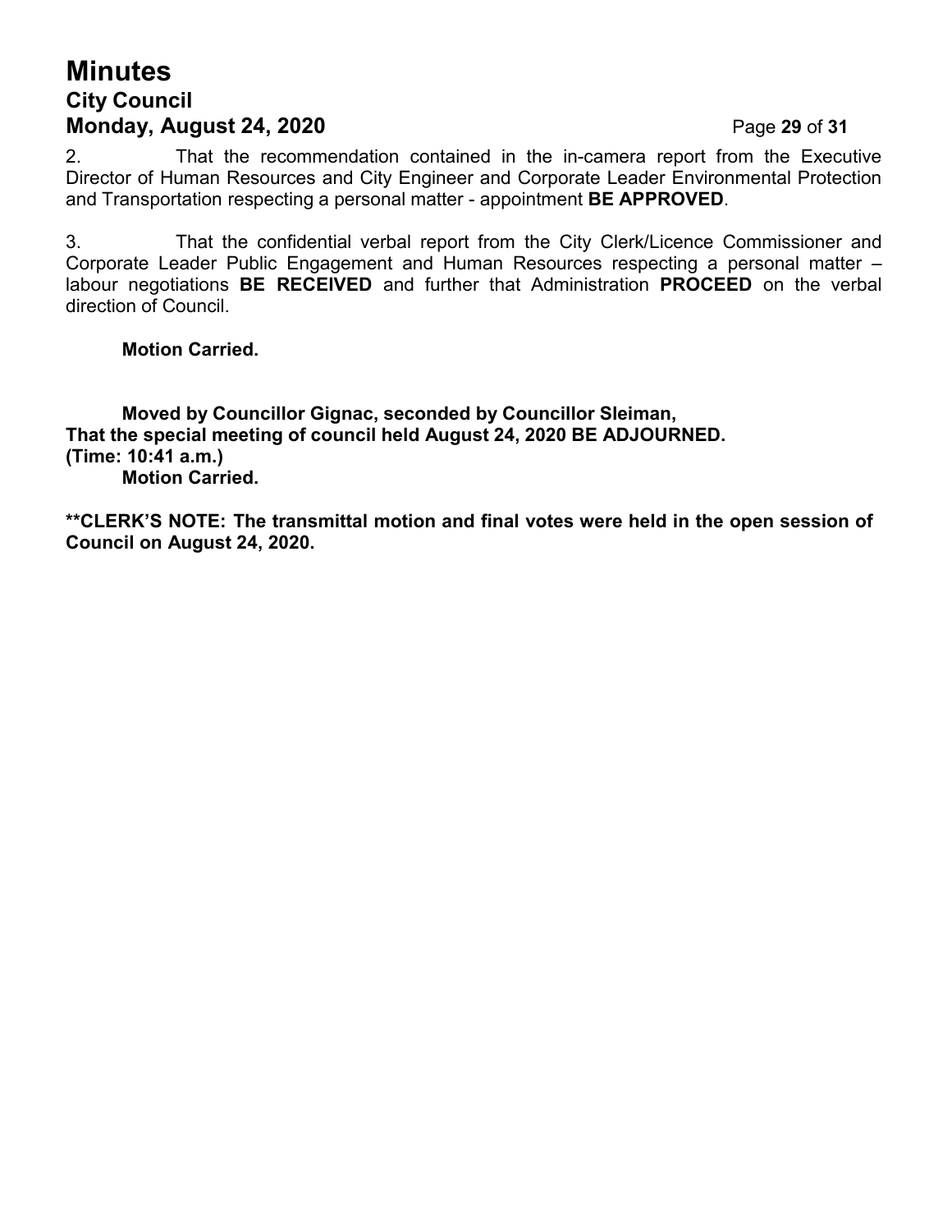2. That the recommendation contained in the in-camera report from the Executive Director of Human Resources and City Engineer and Corporate Leader Environmental Protection and Transportation respecting a personal matter - appointment **BE APPROVED**.

3. That the confidential verbal report from the City Clerk/Licence Commissioner and Corporate Leader Public Engagement and Human Resources respecting a personal matter – labour negotiations **BE RECEIVED** and further that Administration **PROCEED** on the verbal direction of Council.

**Motion Carried.**

**Moved by Councillor Gignac, seconded by Councillor Sleiman,**
**That the special meeting of council held August 24, 2020 BE ADJOURNED.**
**(Time: 10:41 a.m.)**
**Motion Carried.**

**\*\*CLERK'S NOTE: The transmittal motion and final votes were held in the open session of Council on August 24, 2020.**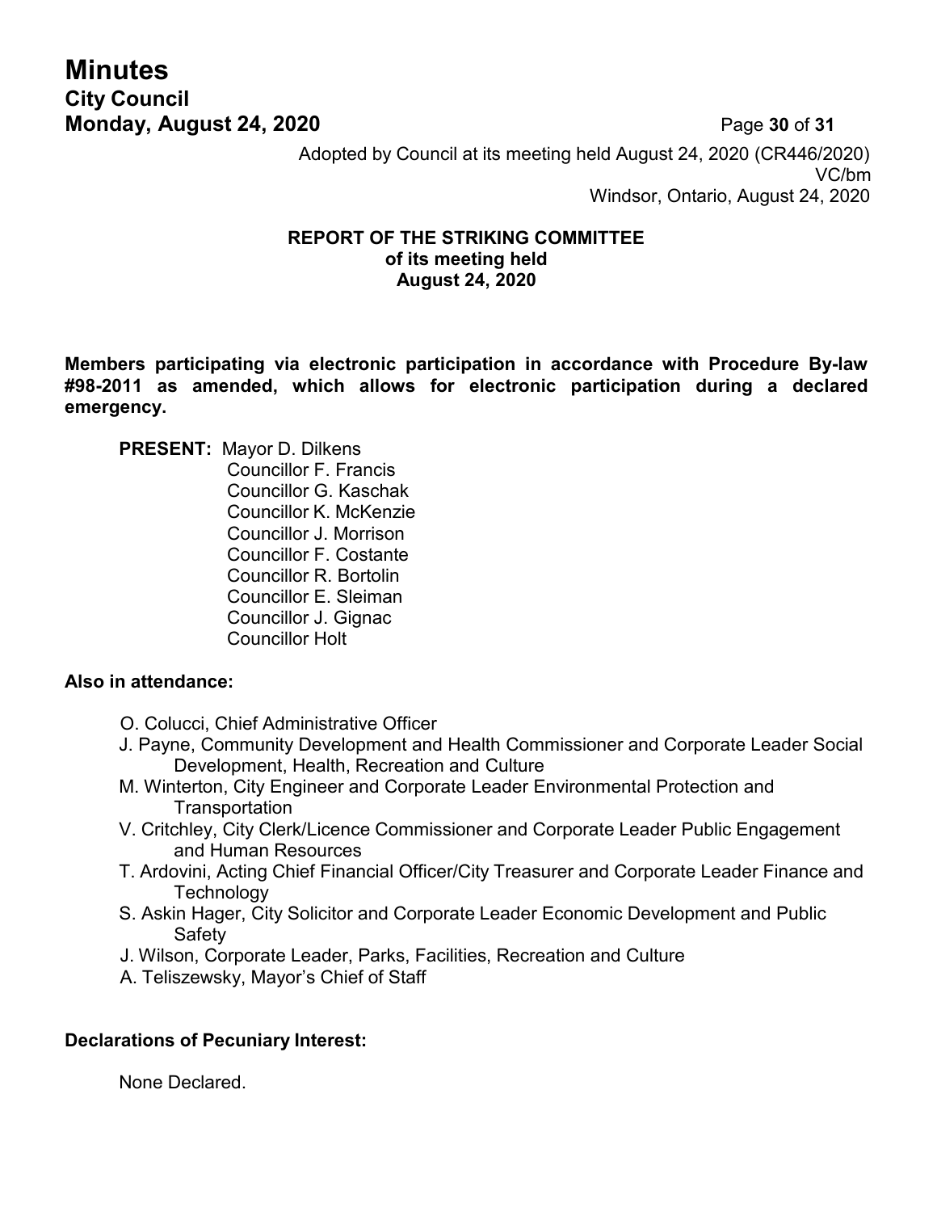Adopted by Council at its meeting held August 24, 2020 (CR446/2020)
VC/bm
Windsor, Ontario, August 24, 2020

**REPORT OF THE STRIKING COMMITTEE**
**of its meeting held**
**August 24, 2020**

**Members participating via electronic participation in accordance with Procedure By-law #98-2011 as amended, which allows for electronic participation during a declared emergency.**

**PRESENT:** Mayor D. Dilkens
Councillor F. Francis
Councillor G. Kaschak
Councillor K. McKenzie
Councillor J. Morrison
Councillor F. Costante
Councillor R. Bortolin
Councillor E. Sleiman
Councillor J. Gignac
Councillor Holt

**Also in attendance:**

O. Colucci, Chief Administrative Officer
J. Payne, Community Development and Health Commissioner and Corporate Leader Social Development, Health, Recreation and Culture
M. Winterton, City Engineer and Corporate Leader Environmental Protection and Transportation
V. Critchley, City Clerk/Licence Commissioner and Corporate Leader Public Engagement and Human Resources
T. Ardovini, Acting Chief Financial Officer/City Treasurer and Corporate Leader Finance and Technology
S. Askin Hager, City Solicitor and Corporate Leader Economic Development and Public Safety
J. Wilson, Corporate Leader, Parks, Facilities, Recreation and Culture
A. Teliszewsky, Mayor's Chief of Staff

**Declarations of Pecuniary Interest:**

None Declared.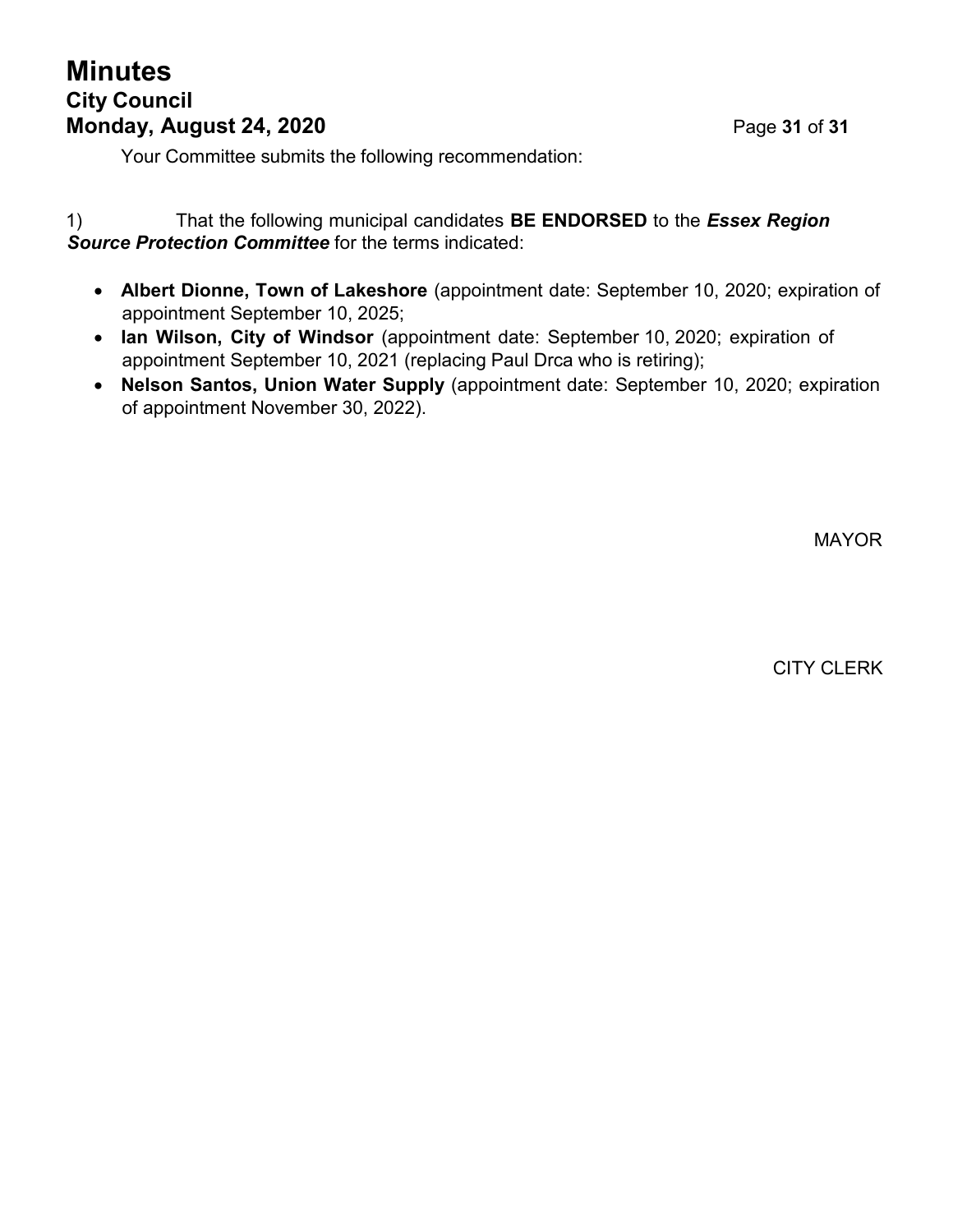Your Committee submits the following recommendation:

1) That the following municipal candidates **BE ENDORSED** to the ***Essex Region Source Protection Committee*** for the terms indicated:

- **Albert Dionne, Town of Lakeshore** (appointment date: September 10, 2020; expiration of appointment September 10, 2025;
- **Ian Wilson, City of Windsor** (appointment date: September 10, 2020; expiration of appointment September 10, 2021 (replacing Paul Drca who is retiring);
- **Nelson Santos, Union Water Supply** (appointment date: September 10, 2020; expiration of appointment November 30, 2022).

MAYOR

CITY CLERK